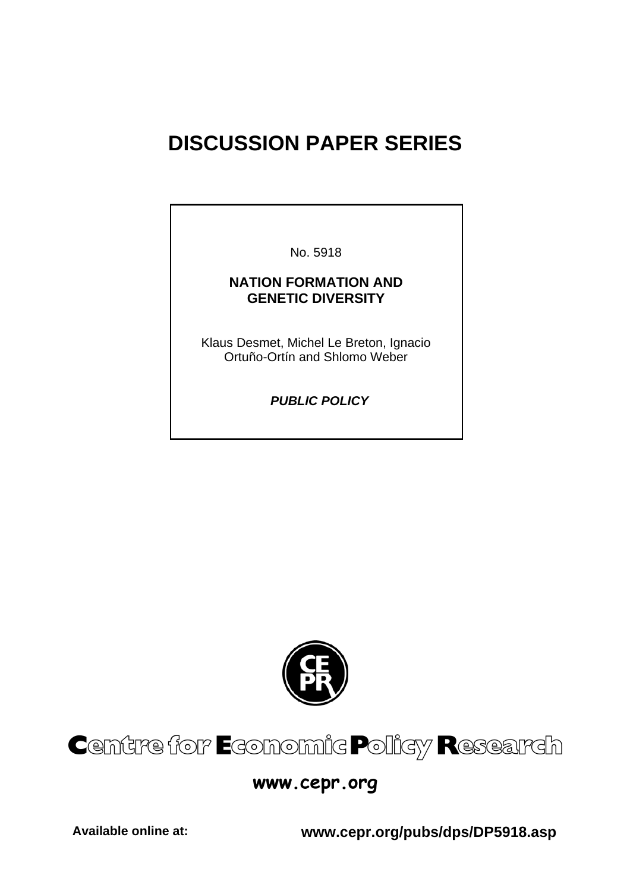# DISCUSSION PAPER SERIES

No. 5918

**NATION FORMATION AND GENETIC DIVERSITY**

Klaus Desmet, Michel Le Breton, Ignacio Ortuño-Ortín and Shlomo Weber

***PUBLIC POLICY***

**Centre for Economic Policy Research**

**www.cepr.org**

**Available online at:** **www.cepr.org/pubs/dps/DP5918.asp**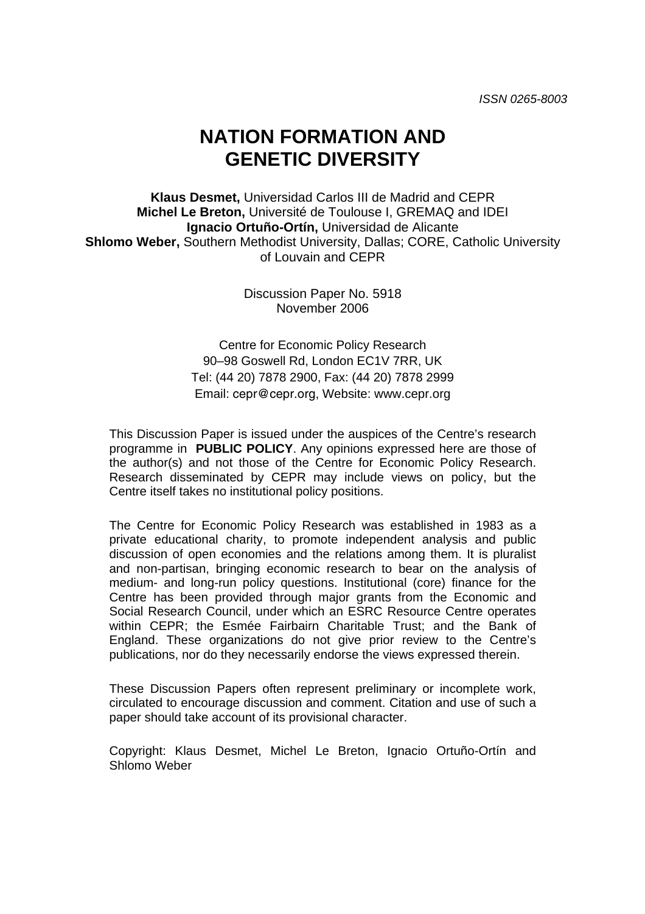ISSN 0265-8003

# NATION FORMATION AND GENETIC DIVERSITY

**Klaus Desmet,** Universidad Carlos III de Madrid and CEPR
**Michel Le Breton,** Université de Toulouse I, GREMAQ and IDEI
**Ignacio Ortuño-Ortín,** Universidad de Alicante
**Shlomo Weber,** Southern Methodist University, Dallas; CORE, Catholic University of Louvain and CEPR

Discussion Paper No. 5918
November 2006

Centre for Economic Policy Research
90–98 Goswell Rd, London EC1V 7RR, UK
Tel: (44 20) 7878 2900, Fax: (44 20) 7878 2999
Email: cepr@cepr.org, Website: www.cepr.org

This Discussion Paper is issued under the auspices of the Centre's research programme in **PUBLIC POLICY**. Any opinions expressed here are those of the author(s) and not those of the Centre for Economic Policy Research. Research disseminated by CEPR may include views on policy, but the Centre itself takes no institutional policy positions.

The Centre for Economic Policy Research was established in 1983 as a private educational charity, to promote independent analysis and public discussion of open economies and the relations among them. It is pluralist and non-partisan, bringing economic research to bear on the analysis of medium- and long-run policy questions. Institutional (core) finance for the Centre has been provided through major grants from the Economic and Social Research Council, under which an ESRC Resource Centre operates within CEPR; the Esmée Fairbairn Charitable Trust; and the Bank of England. These organizations do not give prior review to the Centre's publications, nor do they necessarily endorse the views expressed therein.

These Discussion Papers often represent preliminary or incomplete work, circulated to encourage discussion and comment. Citation and use of such a paper should take account of its provisional character.

Copyright: Klaus Desmet, Michel Le Breton, Ignacio Ortuño-Ortín and Shlomo Weber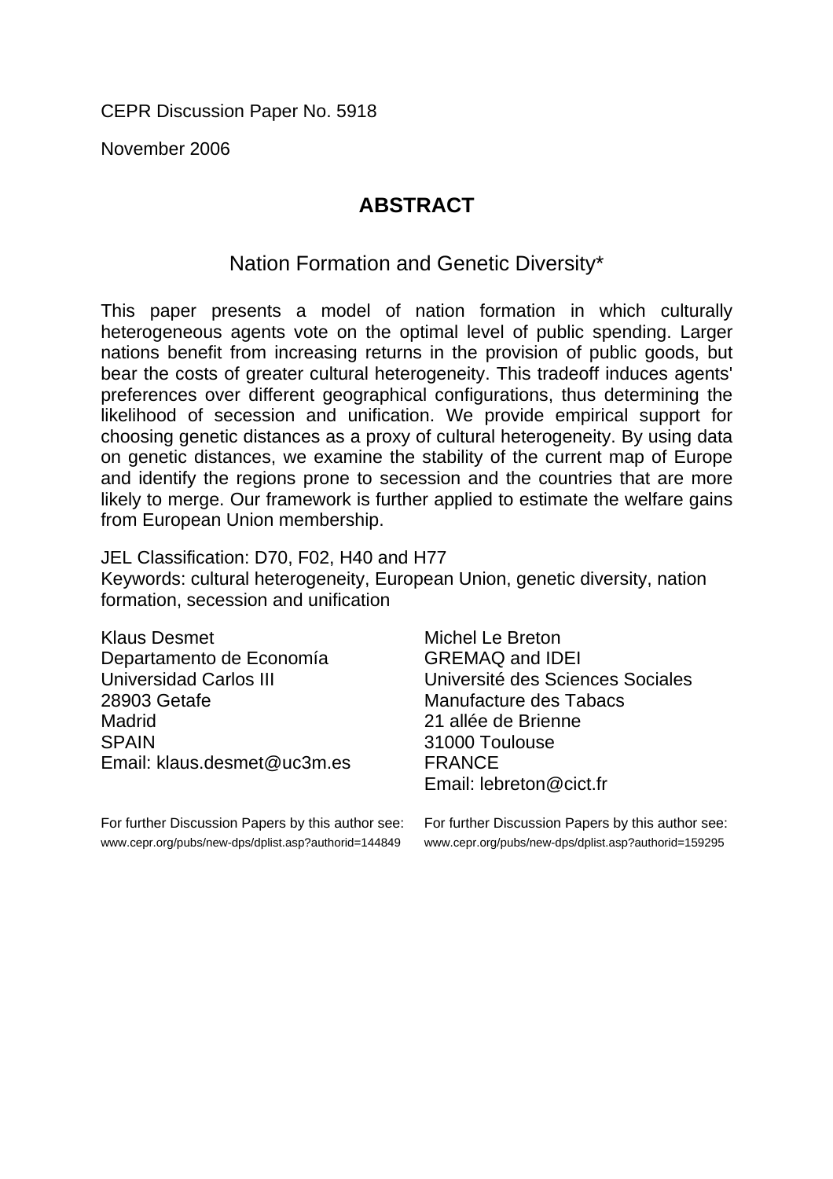CEPR Discussion Paper No. 5918

November 2006

## ABSTRACT

### Nation Formation and Genetic Diversity*

This paper presents a model of nation formation in which culturally heterogeneous agents vote on the optimal level of public spending. Larger nations benefit from increasing returns in the provision of public goods, but bear the costs of greater cultural heterogeneity. This tradeoff induces agents' preferences over different geographical configurations, thus determining the likelihood of secession and unification. We provide empirical support for choosing genetic distances as a proxy of cultural heterogeneity. By using data on genetic distances, we examine the stability of the current map of Europe and identify the regions prone to secession and the countries that are more likely to merge. Our framework is further applied to estimate the welfare gains from European Union membership.

JEL Classification: D70, F02, H40 and H77
Keywords: cultural heterogeneity, European Union, genetic diversity, nation formation, secession and unification

Klaus Desmet
Departamento de Economía
Universidad Carlos III
28903 Getafe
Madrid
SPAIN
Email: klaus.desmet@uc3m.es

For further Discussion Papers by this author see:
www.cepr.org/pubs/new-dps/dplist.asp?authorid=144849

Michel Le Breton
GREMAQ and IDEI
Université des Sciences Sociales
Manufacture des Tabacs
21 allée de Brienne
31000 Toulouse
FRANCE
Email: lebreton@cict.fr

For further Discussion Papers by this author see:
www.cepr.org/pubs/new-dps/dplist.asp?authorid=159295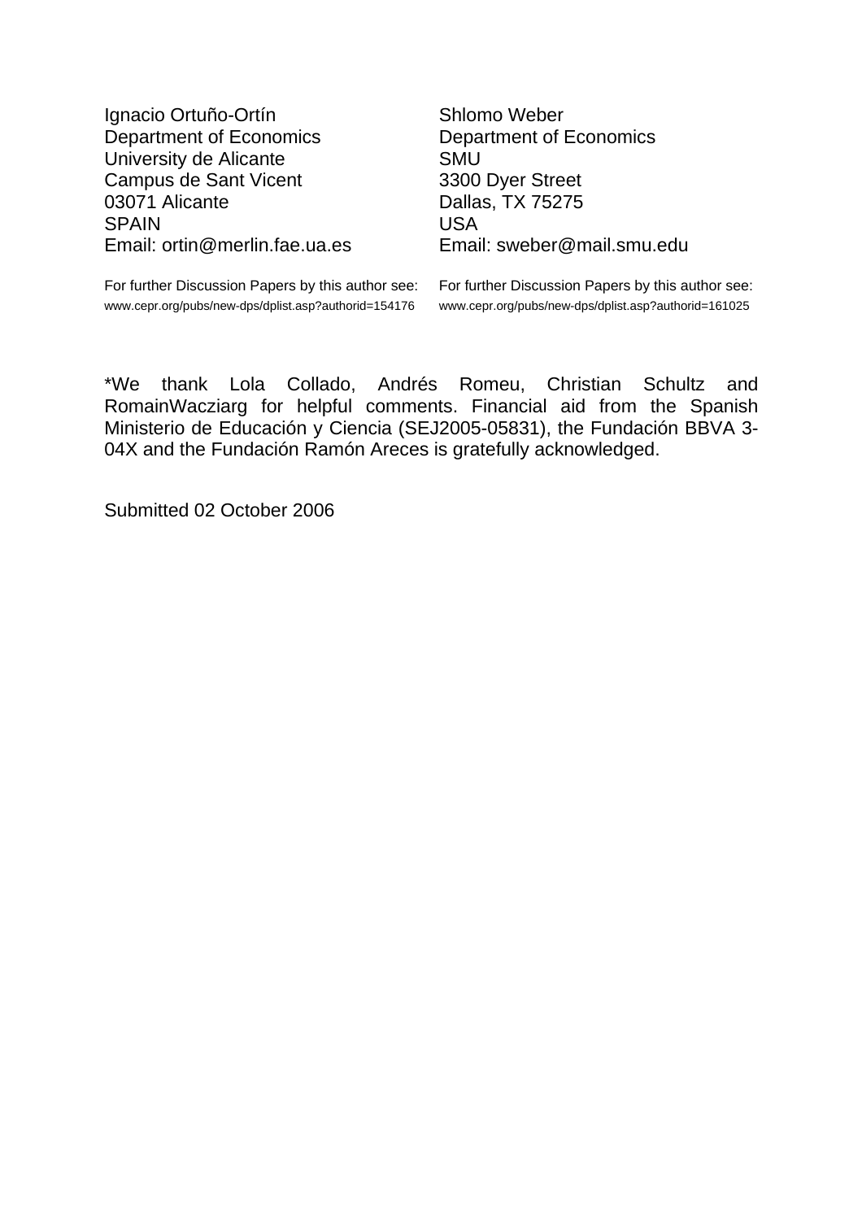Ignacio Ortuño-Ortín
Department of Economics
University de Alicante
Campus de Sant Vicent
03071 Alicante
SPAIN
Email: ortin@merlin.fae.ua.es

For further Discussion Papers by this author see:
www.cepr.org/pubs/new-dps/dplist.asp?authorid=154176

Shlomo Weber
Department of Economics
SMU
3300 Dyer Street
Dallas, TX 75275
USA
Email: sweber@mail.smu.edu

For further Discussion Papers by this author see:
www.cepr.org/pubs/new-dps/dplist.asp?authorid=161025

*We thank Lola Collado, Andrés Romeu, Christian Schultz and RomainWacziarg for helpful comments. Financial aid from the Spanish Ministerio de Educación y Ciencia (SEJ2005-05831), the Fundación BBVA 3-04X and the Fundación Ramón Areces is gratefully acknowledged.

Submitted 02 October 2006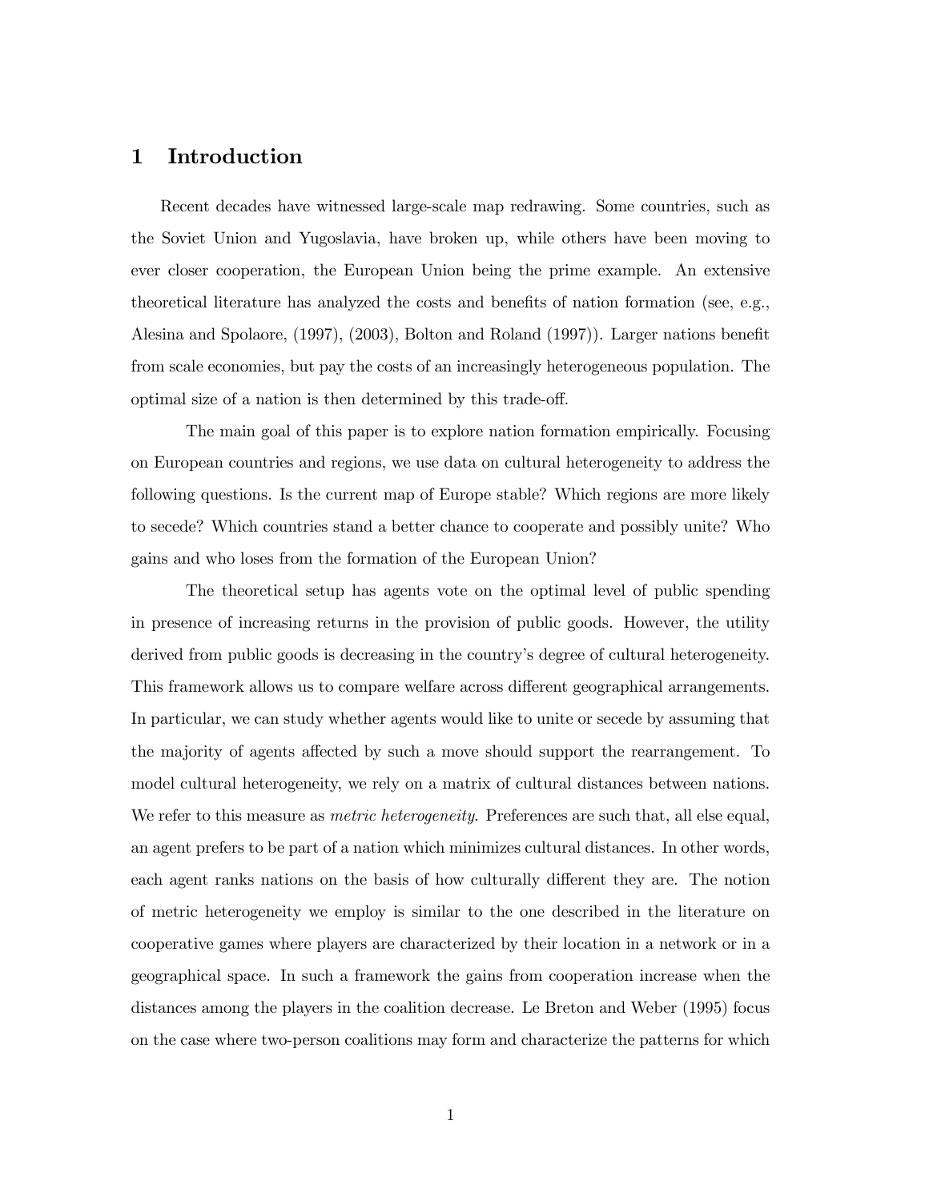# 1 Introduction

Recent decades have witnessed large-scale map redrawing. Some countries, such as the Soviet Union and Yugoslavia, have broken up, while others have been moving to ever closer cooperation, the European Union being the prime example. An extensive theoretical literature has analyzed the costs and benefits of nation formation (see, e.g., Alesina and Spolaore, (1997), (2003), Bolton and Roland (1997)). Larger nations benefit from scale economies, but pay the costs of an increasingly heterogeneous population. The optimal size of a nation is then determined by this trade-off.

The main goal of this paper is to explore nation formation empirically. Focusing on European countries and regions, we use data on cultural heterogeneity to address the following questions. Is the current map of Europe stable? Which regions are more likely to secede? Which countries stand a better chance to cooperate and possibly unite? Who gains and who loses from the formation of the European Union?

The theoretical setup has agents vote on the optimal level of public spending in presence of increasing returns in the provision of public goods. However, the utility derived from public goods is decreasing in the country's degree of cultural heterogeneity. This framework allows us to compare welfare across different geographical arrangements. In particular, we can study whether agents would like to unite or secede by assuming that the majority of agents affected by such a move should support the rearrangement. To model cultural heterogeneity, we rely on a matrix of cultural distances between nations. We refer to this measure as *metric heterogeneity*. Preferences are such that, all else equal, an agent prefers to be part of a nation which minimizes cultural distances. In other words, each agent ranks nations on the basis of how culturally different they are. The notion of metric heterogeneity we employ is similar to the one described in the literature on cooperative games where players are characterized by their location in a network or in a geographical space. In such a framework the gains from cooperation increase when the distances among the players in the coalition decrease. Le Breton and Weber (1995) focus on the case where two-person coalitions may form and characterize the patterns for which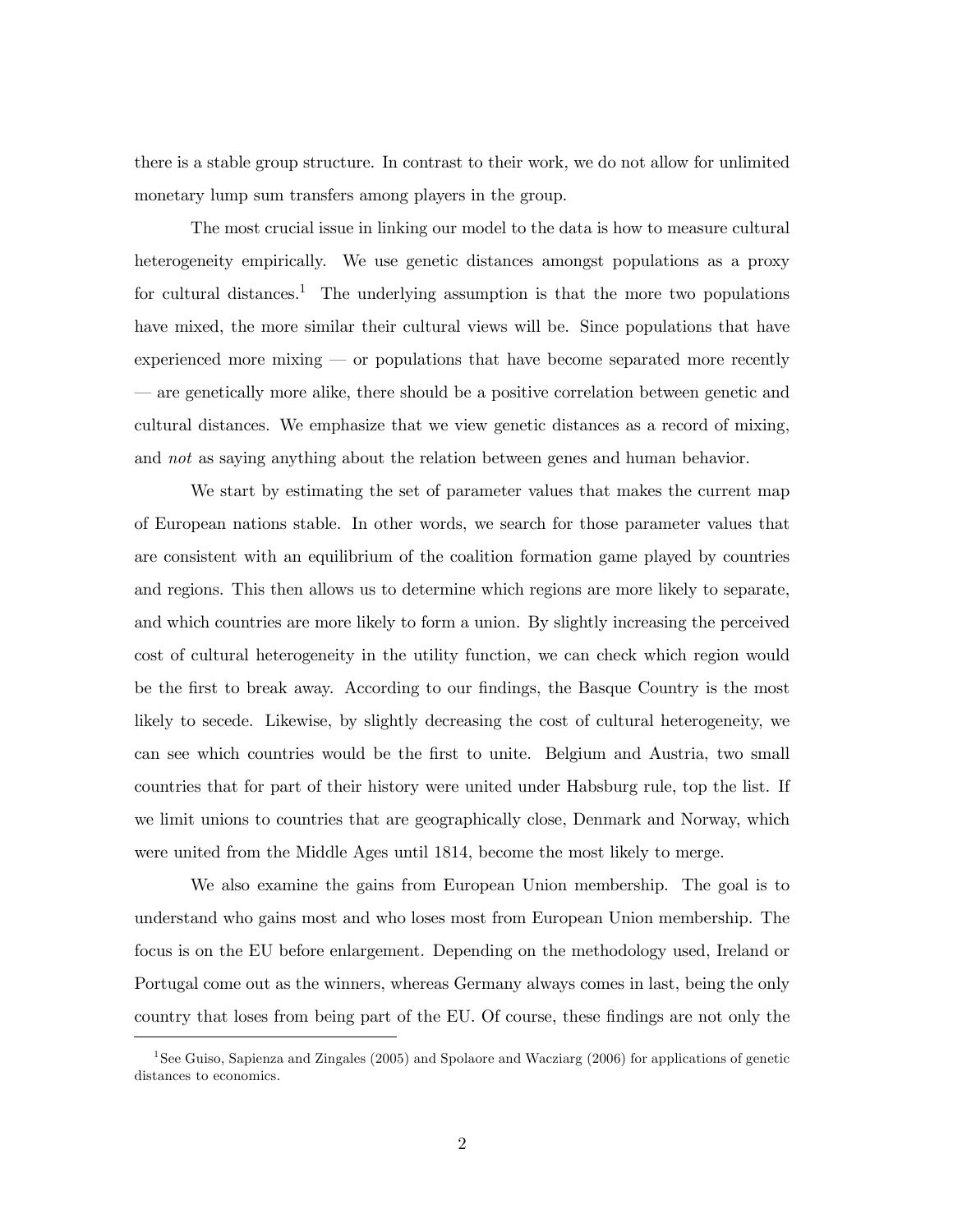there is a stable group structure. In contrast to their work, we do not allow for unlimited monetary lump sum transfers among players in the group.

The most crucial issue in linking our model to the data is how to measure cultural heterogeneity empirically. We use genetic distances amongst populations as a proxy for cultural distances.[1] The underlying assumption is that the more two populations have mixed, the more similar their cultural views will be. Since populations that have experienced more mixing — or populations that have become separated more recently — are genetically more alike, there should be a positive correlation between genetic and cultural distances. We emphasize that we view genetic distances as a record of mixing, and *not* as saying anything about the relation between genes and human behavior.

We start by estimating the set of parameter values that makes the current map of European nations stable. In other words, we search for those parameter values that are consistent with an equilibrium of the coalition formation game played by countries and regions. This then allows us to determine which regions are more likely to separate, and which countries are more likely to form a union. By slightly increasing the perceived cost of cultural heterogeneity in the utility function, we can check which region would be the first to break away. According to our findings, the Basque Country is the most likely to secede. Likewise, by slightly decreasing the cost of cultural heterogeneity, we can see which countries would be the first to unite. Belgium and Austria, two small countries that for part of their history were united under Habsburg rule, top the list. If we limit unions to countries that are geographically close, Denmark and Norway, which were united from the Middle Ages until 1814, become the most likely to merge.

We also examine the gains from European Union membership. The goal is to understand who gains most and who loses most from European Union membership. The focus is on the EU before enlargement. Depending on the methodology used, Ireland or Portugal come out as the winners, whereas Germany always comes in last, being the only country that loses from being part of the EU. Of course, these findings are not only the

[1] See Guiso, Sapienza and Zingales (2005) and Spolaore and Wacziarg (2006) for applications of genetic distances to economics.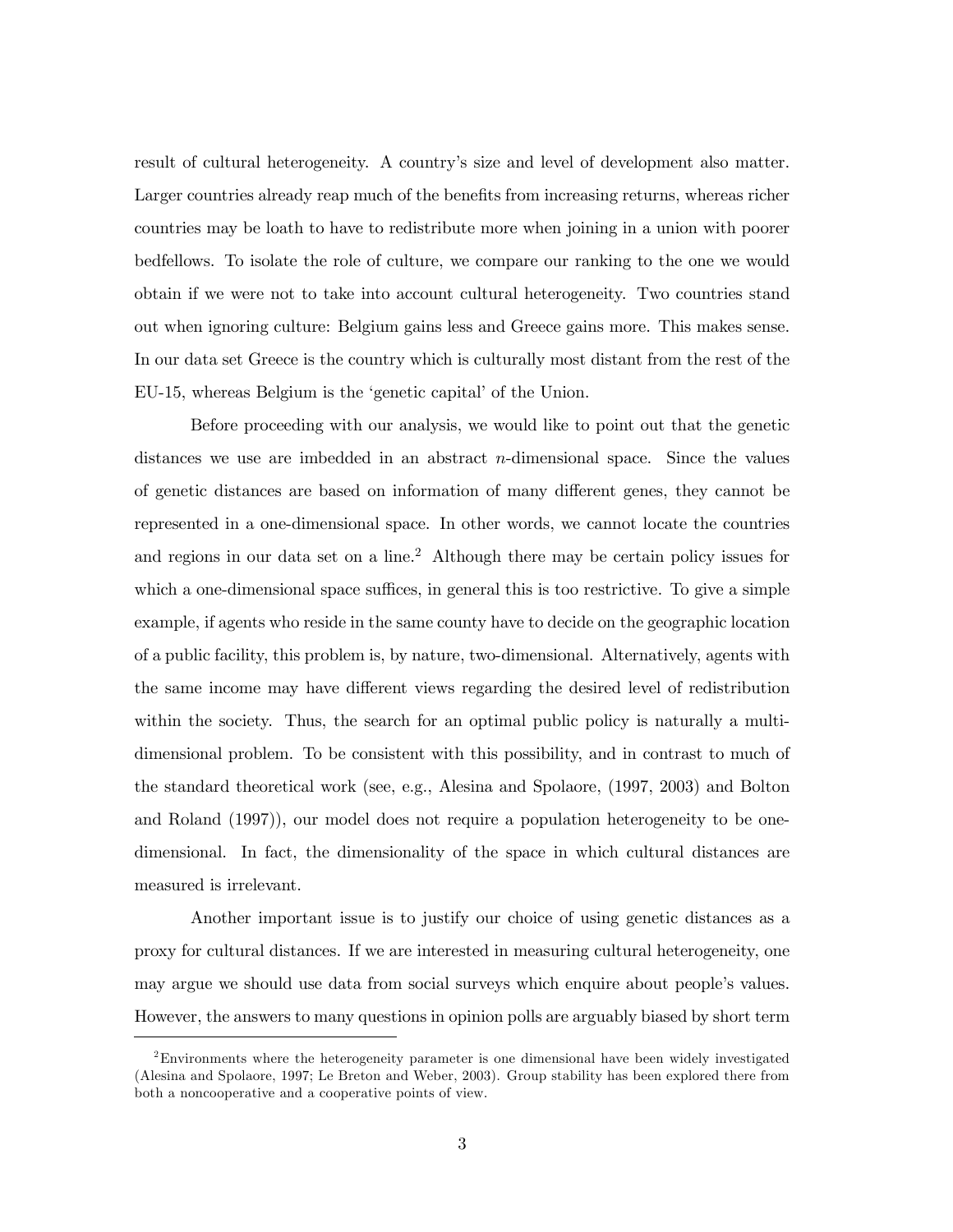result of cultural heterogeneity. A country's size and level of development also matter. Larger countries already reap much of the benefits from increasing returns, whereas richer countries may be loath to have to redistribute more when joining in a union with poorer bedfellows. To isolate the role of culture, we compare our ranking to the one we would obtain if we were not to take into account cultural heterogeneity. Two countries stand out when ignoring culture: Belgium gains less and Greece gains more. This makes sense. In our data set Greece is the country which is culturally most distant from the rest of the EU-15, whereas Belgium is the 'genetic capital' of the Union.

Before proceeding with our analysis, we would like to point out that the genetic distances we use are imbedded in an abstract $n$-dimensional space. Since the values of genetic distances are based on information of many different genes, they cannot be represented in a one-dimensional space. In other words, we cannot locate the countries and regions in our data set on a line.[2] Although there may be certain policy issues for which a one-dimensional space suffices, in general this is too restrictive. To give a simple example, if agents who reside in the same county have to decide on the geographic location of a public facility, this problem is, by nature, two-dimensional. Alternatively, agents with the same income may have different views regarding the desired level of redistribution within the society. Thus, the search for an optimal public policy is naturally a multi-dimensional problem. To be consistent with this possibility, and in contrast to much of the standard theoretical work (see, e.g., Alesina and Spolaore, (1997, 2003) and Bolton and Roland (1997)), our model does not require a population heterogeneity to be one-dimensional. In fact, the dimensionality of the space in which cultural distances are measured is irrelevant.

Another important issue is to justify our choice of using genetic distances as a proxy for cultural distances. If we are interested in measuring cultural heterogeneity, one may argue we should use data from social surveys which enquire about people's values. However, the answers to many questions in opinion polls are arguably biased by short term

[2] Environments where the heterogeneity parameter is one dimensional have been widely investigated (Alesina and Spolaore, 1997; Le Breton and Weber, 2003). Group stability has been explored there from both a noncooperative and a cooperative points of view.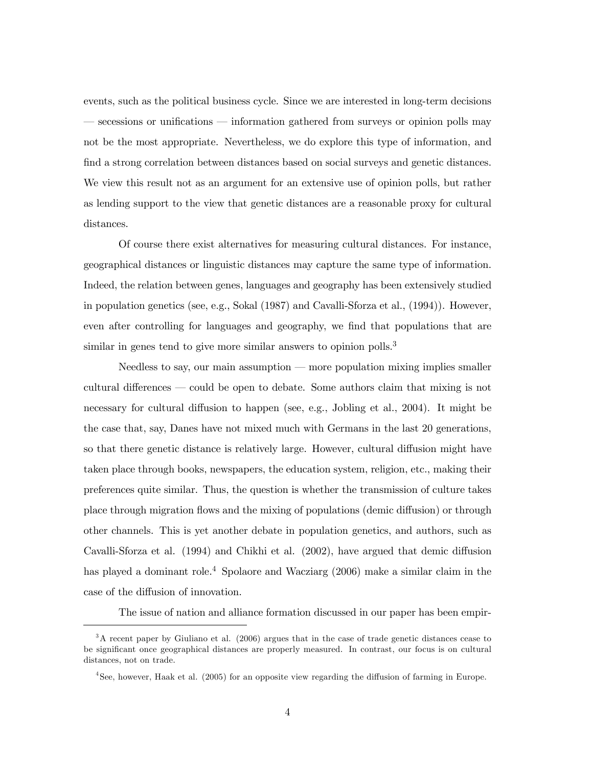events, such as the political business cycle. Since we are interested in long-term decisions — secessions or unifications — information gathered from surveys or opinion polls may not be the most appropriate. Nevertheless, we do explore this type of information, and find a strong correlation between distances based on social surveys and genetic distances. We view this result not as an argument for an extensive use of opinion polls, but rather as lending support to the view that genetic distances are a reasonable proxy for cultural distances.

Of course there exist alternatives for measuring cultural distances. For instance, geographical distances or linguistic distances may capture the same type of information. Indeed, the relation between genes, languages and geography has been extensively studied in population genetics (see, e.g., Sokal (1987) and Cavalli-Sforza et al., (1994)). However, even after controlling for languages and geography, we find that populations that are similar in genes tend to give more similar answers to opinion polls.[3]

Needless to say, our main assumption — more population mixing implies smaller cultural differences — could be open to debate. Some authors claim that mixing is not necessary for cultural diffusion to happen (see, e.g., Jobling et al., 2004). It might be the case that, say, Danes have not mixed much with Germans in the last 20 generations, so that there genetic distance is relatively large. However, cultural diffusion might have taken place through books, newspapers, the education system, religion, etc., making their preferences quite similar. Thus, the question is whether the transmission of culture takes place through migration flows and the mixing of populations (demic diffusion) or through other channels. This is yet another debate in population genetics, and authors, such as Cavalli-Sforza et al. (1994) and Chikhi et al. (2002), have argued that demic diffusion has played a dominant role.[4] Spolaore and Wacziarg (2006) make a similar claim in the case of the diffusion of innovation.

The issue of nation and alliance formation discussed in our paper has been empir-

[3] A recent paper by Giuliano et al. (2006) argues that in the case of trade genetic distances cease to be significant once geographical distances are properly measured. In contrast, our focus is on cultural distances, not on trade.

[4] See, however, Haak et al. (2005) for an opposite view regarding the diffusion of farming in Europe.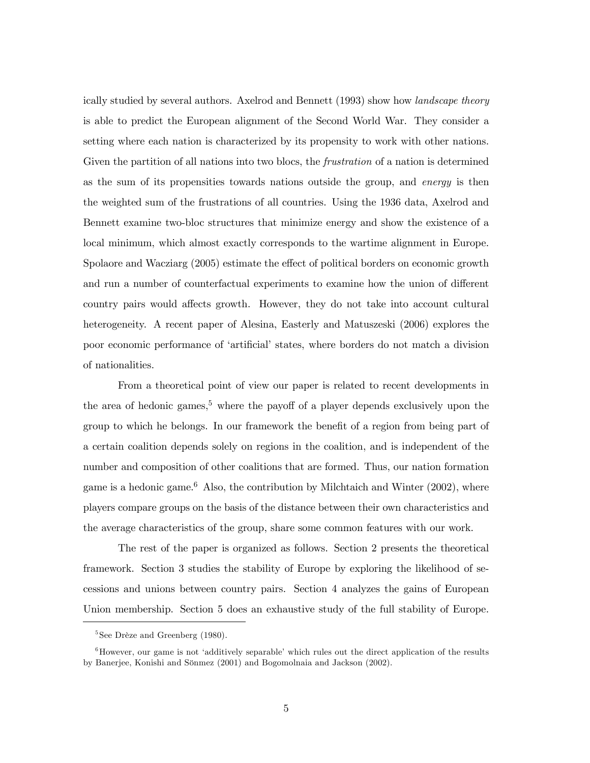ically studied by several authors. Axelrod and Bennett (1993) show how *landscape theory* is able to predict the European alignment of the Second World War. They consider a setting where each nation is characterized by its propensity to work with other nations. Given the partition of all nations into two blocs, the *frustration* of a nation is determined as the sum of its propensities towards nations outside the group, and *energy* is then the weighted sum of the frustrations of all countries. Using the 1936 data, Axelrod and Bennett examine two-bloc structures that minimize energy and show the existence of a local minimum, which almost exactly corresponds to the wartime alignment in Europe. Spolaore and Wacziarg (2005) estimate the effect of political borders on economic growth and run a number of counterfactual experiments to examine how the union of different country pairs would affects growth. However, they do not take into account cultural heterogeneity. A recent paper of Alesina, Easterly and Matuszeski (2006) explores the poor economic performance of 'artificial' states, where borders do not match a division of nationalities.

From a theoretical point of view our paper is related to recent developments in the area of hedonic games,[5] where the payoff of a player depends exclusively upon the group to which he belongs. In our framework the benefit of a region from being part of a certain coalition depends solely on regions in the coalition, and is independent of the number and composition of other coalitions that are formed. Thus, our nation formation game is a hedonic game.[6] Also, the contribution by Milchtaich and Winter (2002), where players compare groups on the basis of the distance between their own characteristics and the average characteristics of the group, share some common features with our work.

The rest of the paper is organized as follows. Section 2 presents the theoretical framework. Section 3 studies the stability of Europe by exploring the likelihood of secessions and unions between country pairs. Section 4 analyzes the gains of European Union membership. Section 5 does an exhaustive study of the full stability of Europe.

[5] See Drèze and Greenberg (1980).

[6] However, our game is not 'additively separable' which rules out the direct application of the results by Banerjee, Konishi and Sönmez (2001) and Bogomolnaia and Jackson (2002).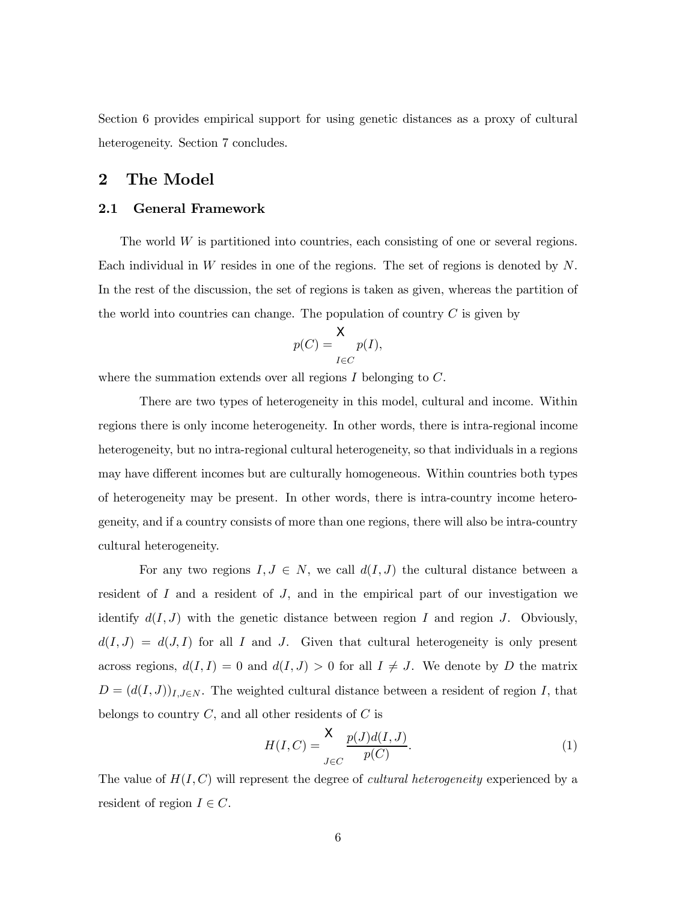Section 6 provides empirical support for using genetic distances as a proxy of cultural heterogeneity. Section 7 concludes.

## 2 The Model

### 2.1 General Framework

The world $W$ is partitioned into countries, each consisting of one or several regions. Each individual in $W$ resides in one of the regions. The set of regions is denoted by $N$. In the rest of the discussion, the set of regions is taken as given, whereas the partition of the world into countries can change. The population of country $C$ is given by

$$p(C) = \sum_{I \in C} p(I),$$

where the summation extends over all regions $I$ belonging to $C$.

There are two types of heterogeneity in this model, cultural and income. Within regions there is only income heterogeneity. In other words, there is intra-regional income heterogeneity, but no intra-regional cultural heterogeneity, so that individuals in a regions may have different incomes but are culturally homogeneous. Within countries both types of heterogeneity may be present. In other words, there is intra-country income heterogeneity, and if a country consists of more than one regions, there will also be intra-country cultural heterogeneity.

For any two regions $I, J \in N$, we call $d(I, J)$ the cultural distance between a resident of $I$ and a resident of $J$, and in the empirical part of our investigation we identify $d(I, J)$ with the genetic distance between region $I$ and region $J$. Obviously, $d(I, J) = d(J, I)$ for all $I$ and $J$. Given that cultural heterogeneity is only present across regions, $d(I, I) = 0$ and $d(I, J) > 0$ for all $I \neq J$. We denote by $D$ the matrix $D = (d(I, J))_{I,J \in N}$. The weighted cultural distance between a resident of region $I$, that belongs to country $C$, and all other residents of $C$ is

$$H(I, C) = \sum_{J \in C} \frac{p(J)d(I, J)}{p(C)}. \tag{1}$$

The value of $H(I, C)$ will represent the degree of *cultural heterogeneity* experienced by a resident of region $I \in C$.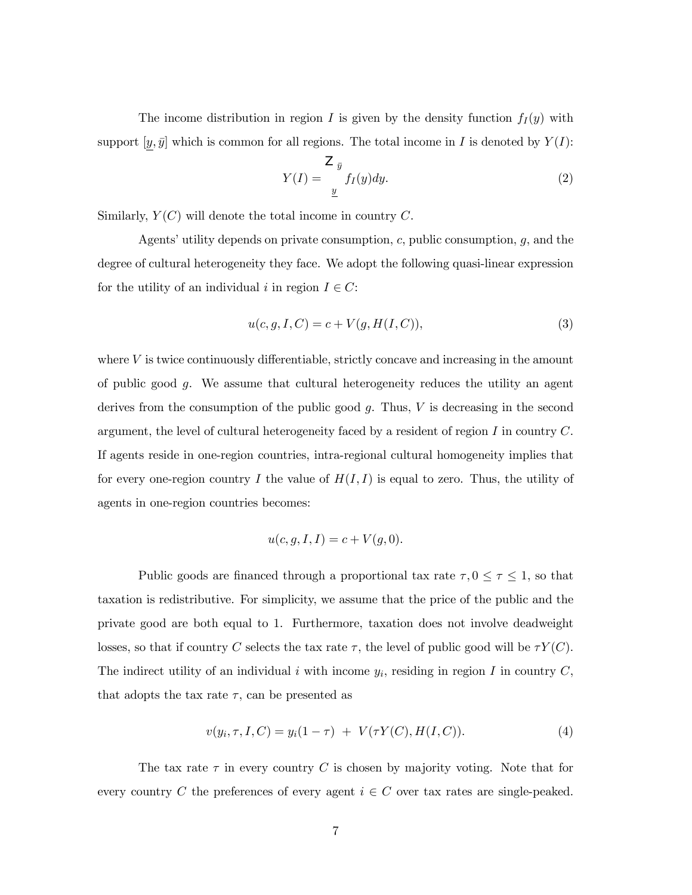The income distribution in region $I$ is given by the density function $f_I(y)$ with support $[\underline{y}, \bar{y}]$ which is common for all regions. The total income in $I$ is denoted by $Y(I)$:

$$Y(I) = \int_{\underline{y}}^{\bar{y}} f_I(y) dy. \tag{2}$$

Similarly, $Y(C)$ will denote the total income in country $C$.

Agents' utility depends on private consumption, $c$, public consumption, $g$, and the degree of cultural heterogeneity they face. We adopt the following quasi-linear expression for the utility of an individual $i$ in region $I \in C$:

$$u(c, g, I, C) = c + V(g, H(I, C)), \tag{3}$$

where $V$ is twice continuously differentiable, strictly concave and increasing in the amount of public good $g$. We assume that cultural heterogeneity reduces the utility an agent derives from the consumption of the public good $g$. Thus, $V$ is decreasing in the second argument, the level of cultural heterogeneity faced by a resident of region $I$ in country $C$. If agents reside in one-region countries, intra-regional cultural homogeneity implies that for every one-region country $I$ the value of $H(I, I)$ is equal to zero. Thus, the utility of agents in one-region countries becomes:

$$u(c, g, I, I) = c + V(g, 0).$$

Public goods are financed through a proportional tax rate $\tau, 0 \leq \tau \leq 1$, so that taxation is redistributive. For simplicity, we assume that the price of the public and the private good are both equal to 1. Furthermore, taxation does not involve deadweight losses, so that if country $C$ selects the tax rate $\tau$, the level of public good will be $\tau Y(C)$. The indirect utility of an individual $i$ with income $y_i$, residing in region $I$ in country $C$, that adopts the tax rate $\tau$, can be presented as

$$v(y_i, \tau, I, C) = y_i(1 - \tau) \; + \; V(\tau Y(C), H(I, C)). \tag{4}$$

The tax rate $\tau$ in every country $C$ is chosen by majority voting. Note that for every country $C$ the preferences of every agent $i \in C$ over tax rates are single-peaked.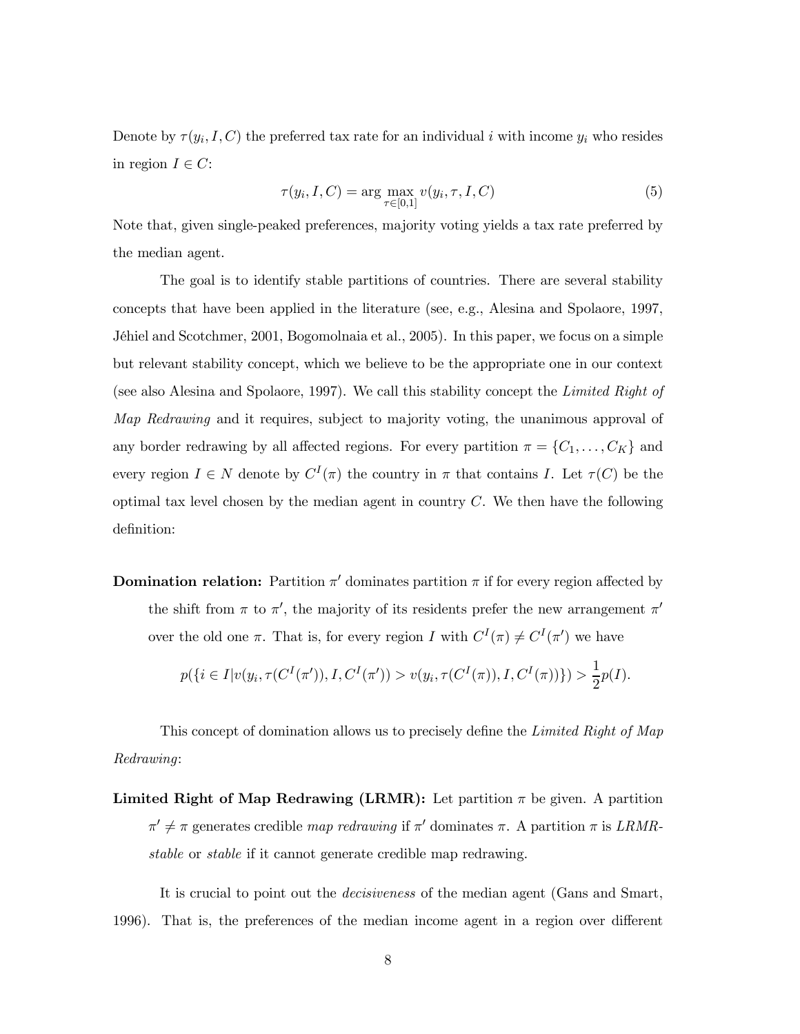Denote by $\tau(y_i, I, C)$ the preferred tax rate for an individual $i$ with income $y_i$ who resides in region $I \in C$:

$$\tau(y_i, I, C) = \arg \max_{\tau \in [0,1]} v(y_i, \tau, I, C) \tag{5}$$

Note that, given single-peaked preferences, majority voting yields a tax rate preferred by the median agent.

The goal is to identify stable partitions of countries. There are several stability concepts that have been applied in the literature (see, e.g., Alesina and Spolaore, 1997, Jéhiel and Scotchmer, 2001, Bogomolnaia et al., 2005). In this paper, we focus on a simple but relevant stability concept, which we believe to be the appropriate one in our context (see also Alesina and Spolaore, 1997). We call this stability concept the *Limited Right of Map Redrawing* and it requires, subject to majority voting, the unanimous approval of any border redrawing by all affected regions. For every partition $\pi = \{C_1, \ldots, C_K\}$ and every region $I \in N$ denote by $C^I(\pi)$ the country in $\pi$ that contains $I$. Let $\tau(C)$ be the optimal tax level chosen by the median agent in country $C$. We then have the following definition:

**Domination relation:** Partition $\pi'$ dominates partition $\pi$ if for every region affected by the shift from $\pi$ to $\pi'$, the majority of its residents prefer the new arrangement $\pi'$ over the old one $\pi$. That is, for every region $I$ with $C^I(\pi) \neq C^I(\pi')$ we have

$$p(\{i \in I | v(y_i, \tau(C^I(\pi')), I, C^I(\pi')) > v(y_i, \tau(C^I(\pi)), I, C^I(\pi))\}) > \frac{1}{2} p(I).$$

This concept of domination allows us to precisely define the *Limited Right of Map Redrawing*:

**Limited Right of Map Redrawing (LRMR):** Let partition $\pi$ be given. A partition $\pi' \neq \pi$ generates credible *map redrawing* if $\pi'$ dominates $\pi$. A partition $\pi$ is *LRMR-stable* or *stable* if it cannot generate credible map redrawing.

It is crucial to point out the *decisiveness* of the median agent (Gans and Smart, 1996). That is, the preferences of the median income agent in a region over different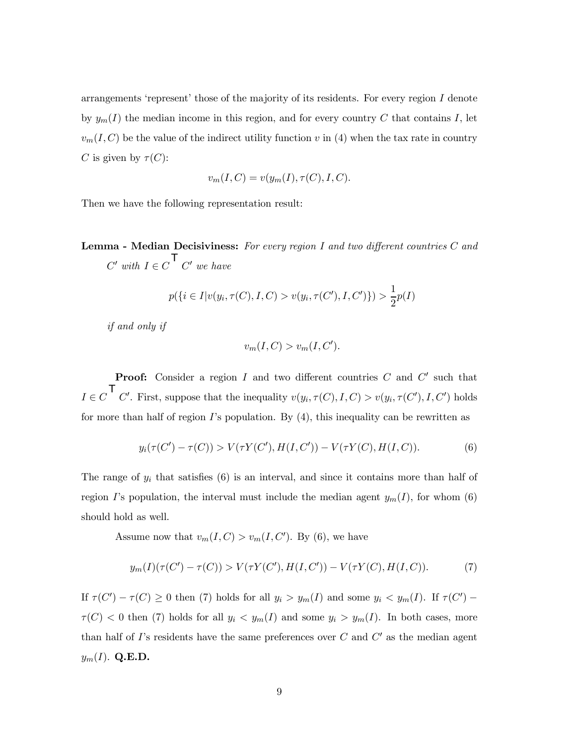arrangements 'represent' those of the majority of its residents. For every region $I$ denote by $y_m(I)$ the median income in this region, and for every country $C$ that contains $I$, let $v_m(I,C)$ be the value of the indirect utility function $v$ in (4) when the tax rate in country $C$ is given by $\tau(C)$:

$$v_m(I,C) = v(y_m(I), \tau(C), I, C).$$

Then we have the following representation result:

**Lemma - Median Decisiveness:** *For every region $I$ and two different countries $C$ and $C'$ with $I \in C \bigcap C'$ we have*

$$p(\{i \in I | v(y_i, \tau(C), I, C) > v(y_i, \tau(C'), I, C')\}) > \frac{1}{2} p(I)$$

*if and only if*

$$v_m(I,C) > v_m(I,C').$$

**Proof:** Consider a region $I$ and two different countries $C$ and $C'$ such that $I \in C \bigcap C'$. First, suppose that the inequality $v(y_i, \tau(C), I, C) > v(y_i, \tau(C'), I, C')$ holds for more than half of region $I$'s population. By (4), this inequality can be rewritten as

$$y_i(\tau(C') - \tau(C)) > V(\tau Y(C'), H(I,C')) - V(\tau Y(C), H(I,C)). \tag{6}$$

The range of $y_i$ that satisfies (6) is an interval, and since it contains more than half of region $I$'s population, the interval must include the median agent $y_m(I)$, for whom (6) should hold as well.

Assume now that $v_m(I,C) > v_m(I,C')$. By (6), we have

$$y_m(I)(\tau(C') - \tau(C)) > V(\tau Y(C'), H(I,C')) - V(\tau Y(C), H(I,C)). \tag{7}$$

If $\tau(C') - \tau(C) \geq 0$ then (7) holds for all $y_i > y_m(I)$ and some $y_i < y_m(I)$. If $\tau(C') - \tau(C) < 0$ then (7) holds for all $y_i < y_m(I)$ and some $y_i > y_m(I)$. In both cases, more than half of $I$'s residents have the same preferences over $C$ and $C'$ as the median agent $y_m(I)$. **Q.E.D.**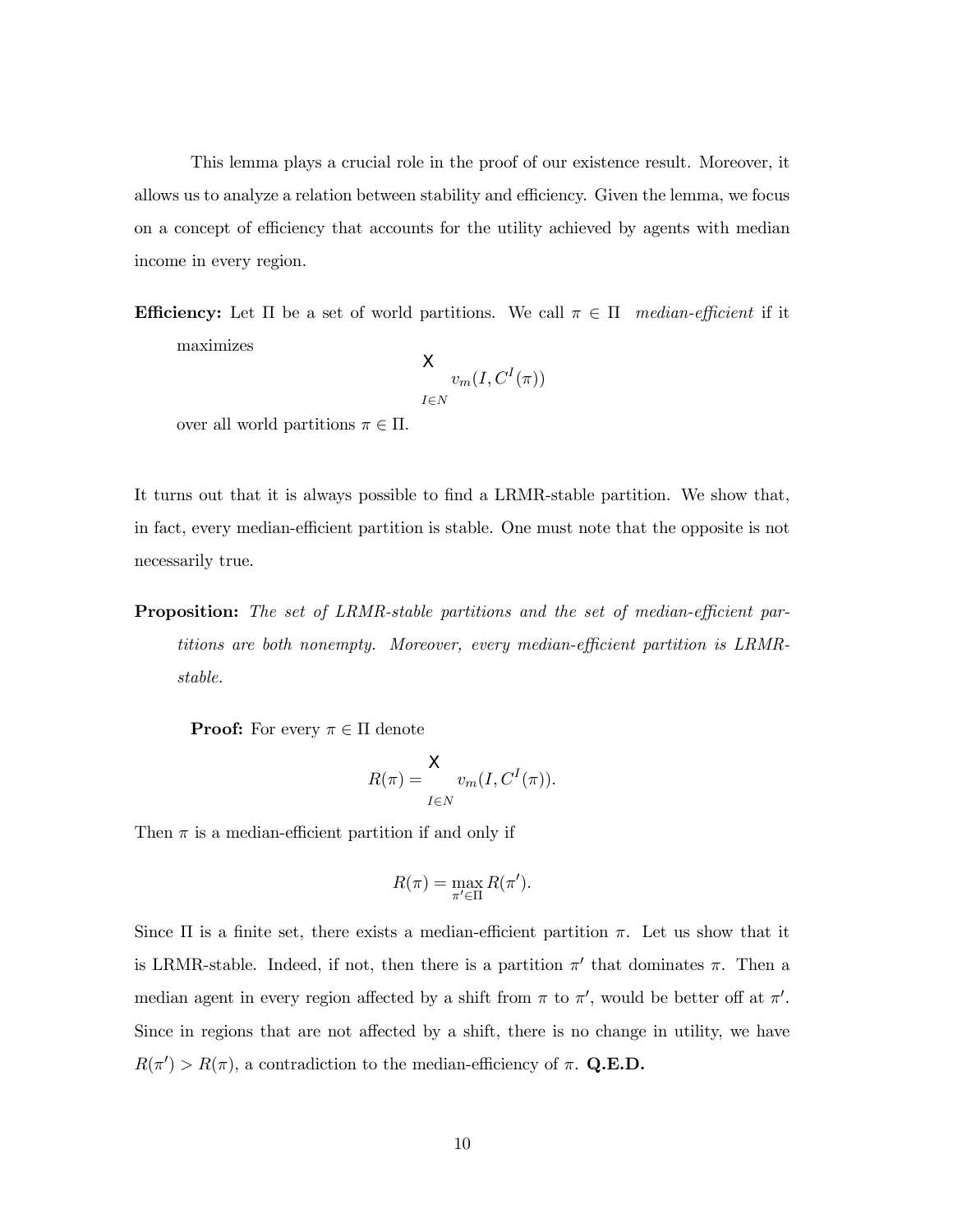This lemma plays a crucial role in the proof of our existence result. Moreover, it allows us to analyze a relation between stability and efficiency. Given the lemma, we focus on a concept of efficiency that accounts for the utility achieved by agents with median income in every region.

**Efficiency:** Let $\Pi$ be a set of world partitions. We call $\pi \in \Pi$ *median-efficient* if it maximizes

$$\sum_{I \in N} v_m(I, C^I(\pi))$$

over all world partitions $\pi \in \Pi$.

It turns out that it is always possible to find a LRMR-stable partition. We show that, in fact, every median-efficient partition is stable. One must note that the opposite is not necessarily true.

**Proposition:** *The set of LRMR-stable partitions and the set of median-efficient partitions are both nonempty. Moreover, every median-efficient partition is LRMR-stable.*

**Proof:** For every $\pi \in \Pi$ denote

$$R(\pi) = \sum_{I \in N} v_m(I, C^I(\pi)).$$

Then $\pi$ is a median-efficient partition if and only if

$$R(\pi) = \max_{\pi' \in \Pi} R(\pi').$$

Since $\Pi$ is a finite set, there exists a median-efficient partition $\pi$. Let us show that it is LRMR-stable. Indeed, if not, then there is a partition $\pi'$ that dominates $\pi$. Then a median agent in every region affected by a shift from $\pi$ to $\pi'$, would be better off at $\pi'$. Since in regions that are not affected by a shift, there is no change in utility, we have $R(\pi') > R(\pi)$, a contradiction to the median-efficiency of $\pi$. **Q.E.D.**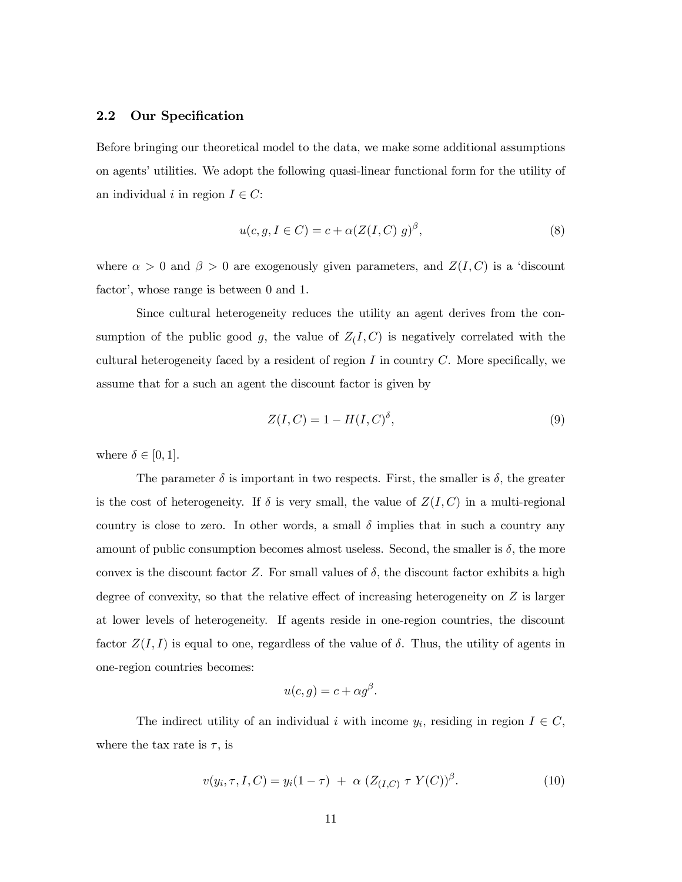### 2.2 Our Specification

Before bringing our theoretical model to the data, we make some additional assumptions on agents' utilities. We adopt the following quasi-linear functional form for the utility of an individual $i$ in region $I \in C$:

$$u(c, g, I \in C) = c + \alpha(Z(I, C)\ g)^{\beta}, \tag{8}$$

where $\alpha > 0$ and $\beta > 0$ are exogenously given parameters, and $Z(I, C)$ is a 'discount factor', whose range is between 0 and 1.

Since cultural heterogeneity reduces the utility an agent derives from the consumption of the public good $g$, the value of $Z_(I, C)$ is negatively correlated with the cultural heterogeneity faced by a resident of region $I$ in country $C$. More specifically, we assume that for a such an agent the discount factor is given by

$$Z(I, C) = 1 - H(I, C)^{\delta}, \tag{9}$$

where $\delta \in [0, 1]$.

The parameter $\delta$ is important in two respects. First, the smaller is $\delta$, the greater is the cost of heterogeneity. If $\delta$ is very small, the value of $Z(I, C)$ in a multi-regional country is close to zero. In other words, a small $\delta$ implies that in such a country any amount of public consumption becomes almost useless. Second, the smaller is $\delta$, the more convex is the discount factor $Z$. For small values of $\delta$, the discount factor exhibits a high degree of convexity, so that the relative effect of increasing heterogeneity on $Z$ is larger at lower levels of heterogeneity. If agents reside in one-region countries, the discount factor $Z(I, I)$ is equal to one, regardless of the value of $\delta$. Thus, the utility of agents in one-region countries becomes:

$$u(c, g) = c + \alpha g^{\beta}.$$

The indirect utility of an individual $i$ with income $y_i$, residing in region $I \in C$, where the tax rate is $\tau$, is

$$v(y_i, \tau, I, C) = y_i(1 - \tau)\ +\ \alpha\ (Z_{(I,C)}\ \tau\ Y(C))^{\beta}. \tag{10}$$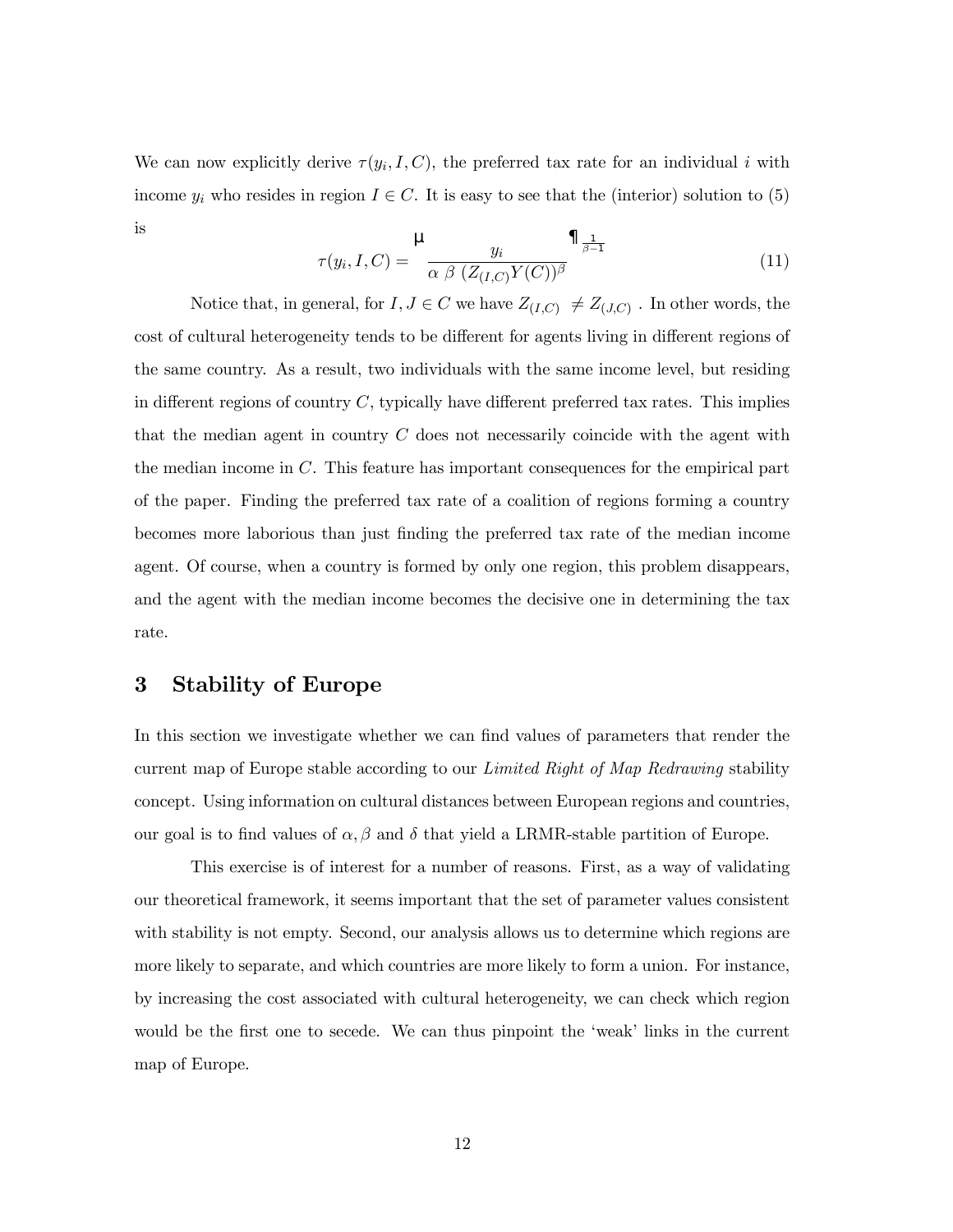We can now explicitly derive $\tau(y_i, I, C)$, the preferred tax rate for an individual $i$ with income $y_i$ who resides in region $I \in C$. It is easy to see that the (interior) solution to (5) is

$$\tau(y_i, I, C) = \left( \frac{y_i}{\alpha\ \beta\ (Z_{(I,C)} Y(C))^{\beta}} \right)^{\frac{1}{\beta - 1}} \tag{11}$$

Notice that, in general, for $I, J \in C$ we have $Z_{(I,C)} \neq Z_{(J,C)}$. In other words, the cost of cultural heterogeneity tends to be different for agents living in different regions of the same country. As a result, two individuals with the same income level, but residing in different regions of country $C$, typically have different preferred tax rates. This implies that the median agent in country $C$ does not necessarily coincide with the agent with the median income in $C$. This feature has important consequences for the empirical part of the paper. Finding the preferred tax rate of a coalition of regions forming a country becomes more laborious than just finding the preferred tax rate of the median income agent. Of course, when a country is formed by only one region, this problem disappears, and the agent with the median income becomes the decisive one in determining the tax rate.

# 3 Stability of Europe

In this section we investigate whether we can find values of parameters that render the current map of Europe stable according to our *Limited Right of Map Redrawing* stability concept. Using information on cultural distances between European regions and countries, our goal is to find values of $\alpha, \beta$ and $\delta$ that yield a LRMR-stable partition of Europe.

This exercise is of interest for a number of reasons. First, as a way of validating our theoretical framework, it seems important that the set of parameter values consistent with stability is not empty. Second, our analysis allows us to determine which regions are more likely to separate, and which countries are more likely to form a union. For instance, by increasing the cost associated with cultural heterogeneity, we can check which region would be the first one to secede. We can thus pinpoint the 'weak' links in the current map of Europe.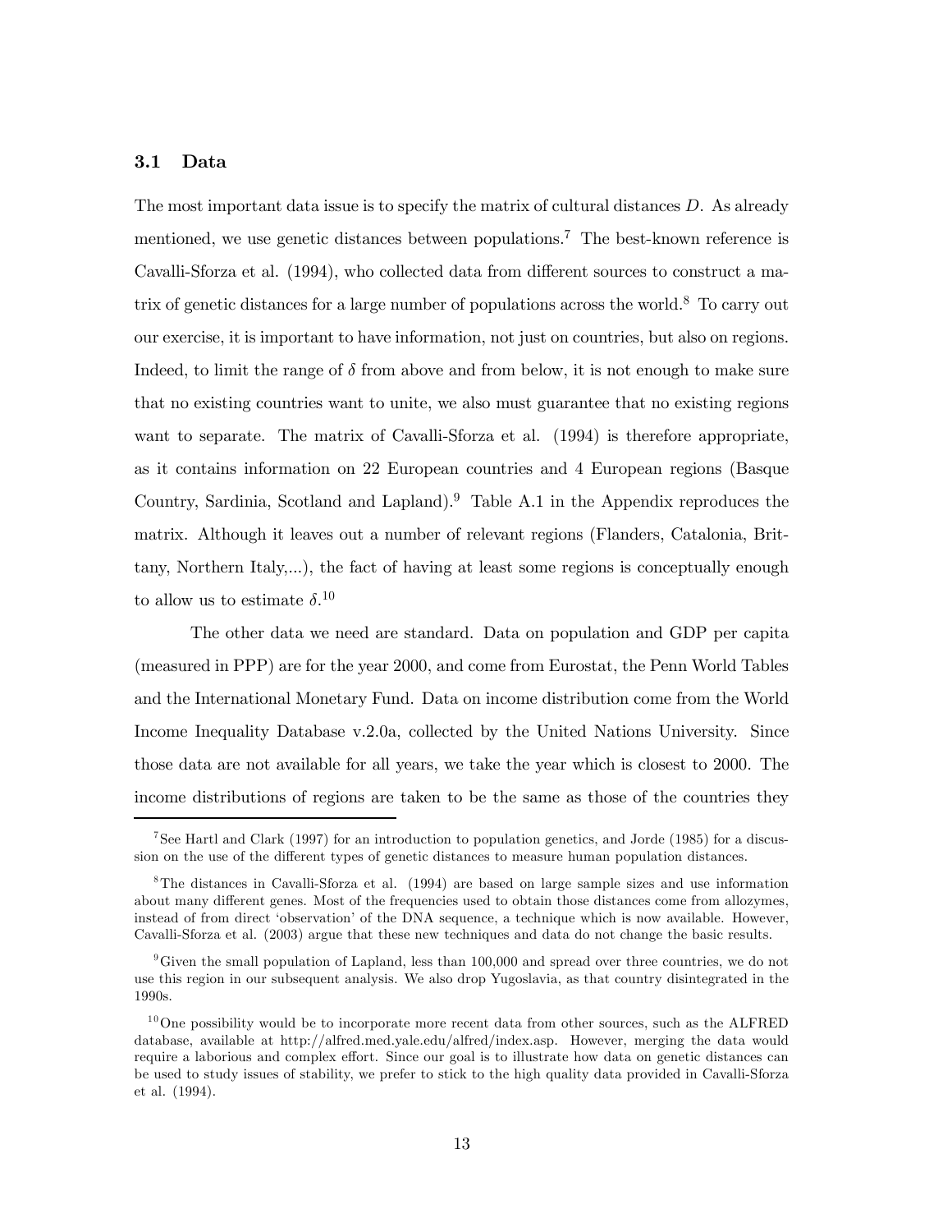### 3.1 Data

The most important data issue is to specify the matrix of cultural distances $D$. As already mentioned, we use genetic distances between populations.[7] The best-known reference is Cavalli-Sforza et al. (1994), who collected data from different sources to construct a matrix of genetic distances for a large number of populations across the world.[8] To carry out our exercise, it is important to have information, not just on countries, but also on regions. Indeed, to limit the range of $\delta$ from above and from below, it is not enough to make sure that no existing countries want to unite, we also must guarantee that no existing regions want to separate. The matrix of Cavalli-Sforza et al. (1994) is therefore appropriate, as it contains information on 22 European countries and 4 European regions (Basque Country, Sardinia, Scotland and Lapland).[9] Table A.1 in the Appendix reproduces the matrix. Although it leaves out a number of relevant regions (Flanders, Catalonia, Brittany, Northern Italy,...), the fact of having at least some regions is conceptually enough to allow us to estimate $\delta$.[10]

The other data we need are standard. Data on population and GDP per capita (measured in PPP) are for the year 2000, and come from Eurostat, the Penn World Tables and the International Monetary Fund. Data on income distribution come from the World Income Inequality Database v.2.0a, collected by the United Nations University. Since those data are not available for all years, we take the year which is closest to 2000. The income distributions of regions are taken to be the same as those of the countries they

---

[7] See Hartl and Clark (1997) for an introduction to population genetics, and Jorde (1985) for a discussion on the use of the different types of genetic distances to measure human population distances.

[8] The distances in Cavalli-Sforza et al. (1994) are based on large sample sizes and use information about many different genes. Most of the frequencies used to obtain those distances come from allozymes, instead of from direct 'observation' of the DNA sequence, a technique which is now available. However, Cavalli-Sforza et al. (2003) argue that these new techniques and data do not change the basic results.

[9] Given the small population of Lapland, less than 100,000 and spread over three countries, we do not use this region in our subsequent analysis. We also drop Yugoslavia, as that country disintegrated in the 1990s.

[10] One possibility would be to incorporate more recent data from other sources, such as the ALFRED database, available at http://alfred.med.yale.edu/alfred/index.asp. However, merging the data would require a laborious and complex effort. Since our goal is to illustrate how data on genetic distances can be used to study issues of stability, we prefer to stick to the high quality data provided in Cavalli-Sforza et al. (1994).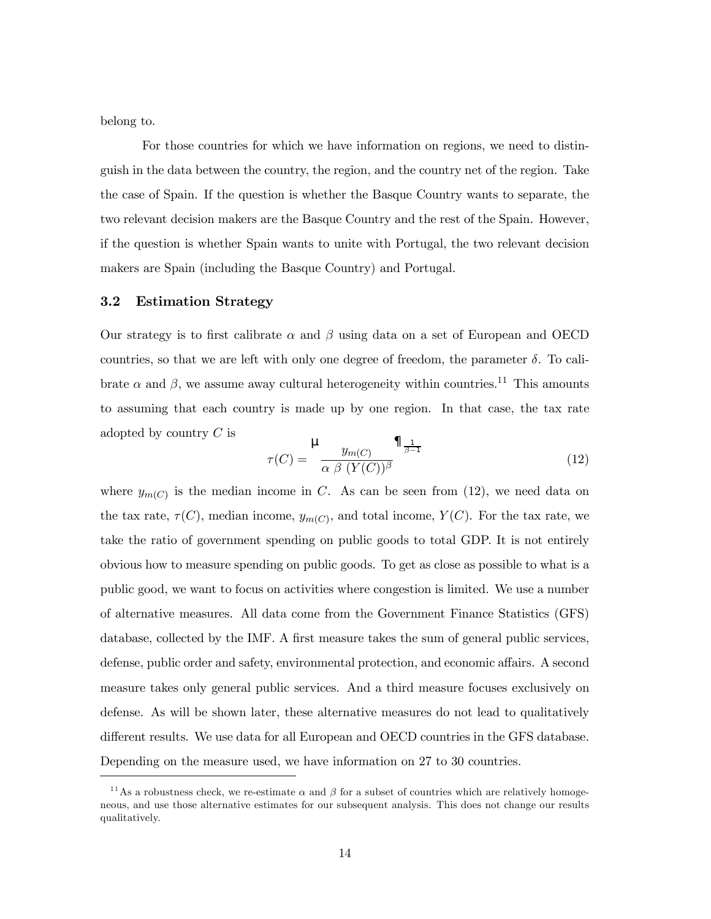belong to.

For those countries for which we have information on regions, we need to distinguish in the data between the country, the region, and the country net of the region. Take the case of Spain. If the question is whether the Basque Country wants to separate, the two relevant decision makers are the Basque Country and the rest of the Spain. However, if the question is whether Spain wants to unite with Portugal, the two relevant decision makers are Spain (including the Basque Country) and Portugal.

### 3.2 Estimation Strategy

Our strategy is to first calibrate $\alpha$ and $\beta$ using data on a set of European and OECD countries, so that we are left with only one degree of freedom, the parameter $\delta$. To calibrate $\alpha$ and $\beta$, we assume away cultural heterogeneity within countries.[11] This amounts to assuming that each country is made up by one region. In that case, the tax rate adopted by country $C$ is

$$\tau(C) = \left( \frac{y_{m(C)}}{\alpha \ \beta \ (Y(C))^{\beta}} \right)^{\frac{1}{\beta - 1}} \tag{12}$$

where $y_{m(C)}$ is the median income in $C$. As can be seen from (12), we need data on the tax rate, $\tau(C)$, median income, $y_{m(C)}$, and total income, $Y(C)$. For the tax rate, we take the ratio of government spending on public goods to total GDP. It is not entirely obvious how to measure spending on public goods. To get as close as possible to what is a public good, we want to focus on activities where congestion is limited. We use a number of alternative measures. All data come from the Government Finance Statistics (GFS) database, collected by the IMF. A first measure takes the sum of general public services, defense, public order and safety, environmental protection, and economic affairs. A second measure takes only general public services. And a third measure focuses exclusively on defense. As will be shown later, these alternative measures do not lead to qualitatively different results. We use data for all European and OECD countries in the GFS database. Depending on the measure used, we have information on 27 to 30 countries.

[11] As a robustness check, we re-estimate $\alpha$ and $\beta$ for a subset of countries which are relatively homogeneous, and use those alternative estimates for our subsequent analysis. This does not change our results qualitatively.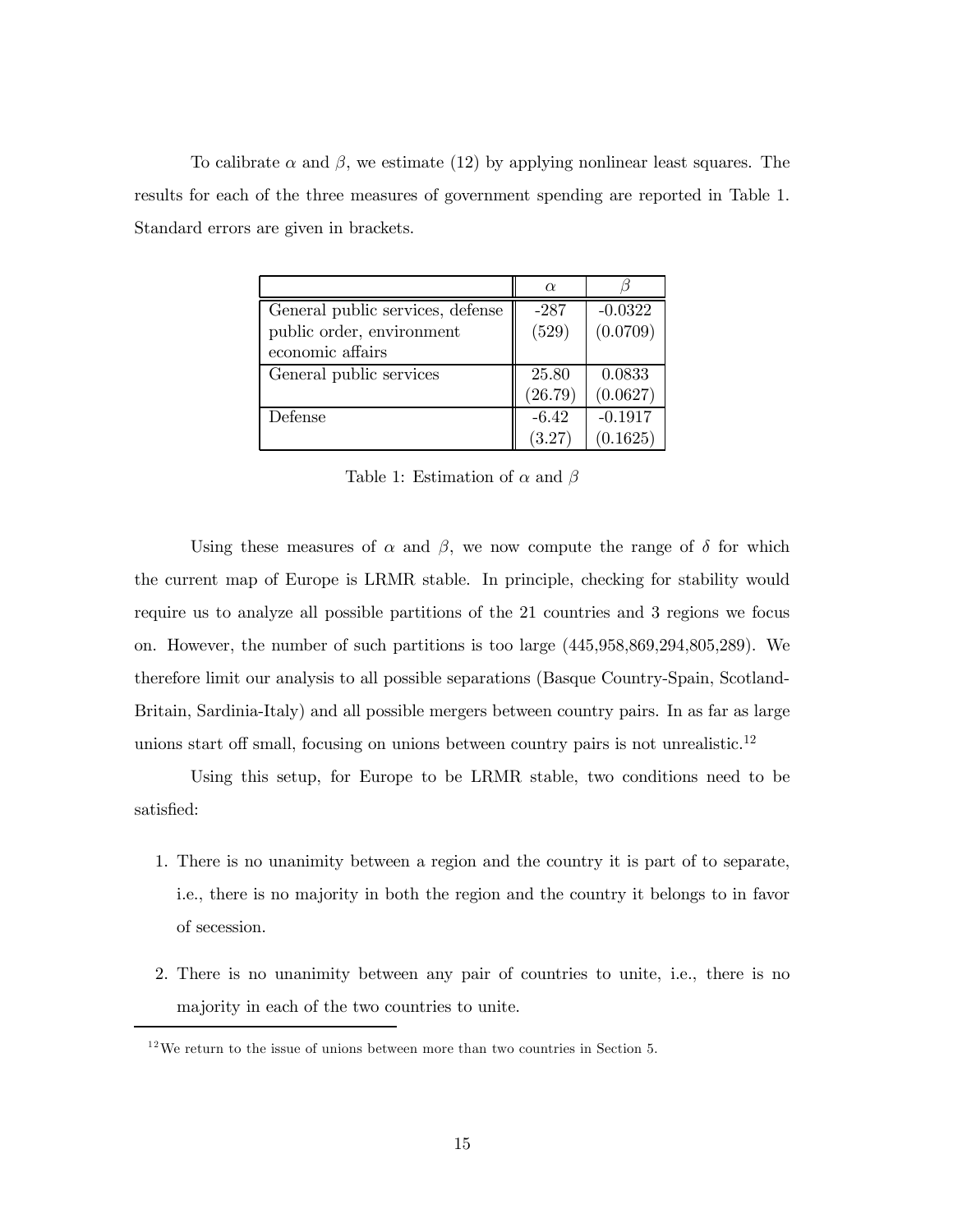To calibrate $\alpha$ and $\beta$, we estimate (12) by applying nonlinear least squares. The results for each of the three measures of government spending are reported in Table 1. Standard errors are given in brackets.

| | $\alpha$ | $\beta$ |
|---|---|---|
| General public services, defense public order, environment economic affairs | -287 (529) | -0.0322 (0.0709) |
| General public services | 25.80 (26.79) | 0.0833 (0.0627) |
| Defense | -6.42 (3.27) | -0.1917 (0.1625) |

Table 1: Estimation of $\alpha$ and $\beta$

Using these measures of $\alpha$ and $\beta$, we now compute the range of $\delta$ for which the current map of Europe is LRMR stable. In principle, checking for stability would require us to analyze all possible partitions of the 21 countries and 3 regions we focus on. However, the number of such partitions is too large (445,958,869,294,805,289). We therefore limit our analysis to all possible separations (Basque Country-Spain, Scotland-Britain, Sardinia-Italy) and all possible mergers between country pairs. In as far as large unions start off small, focusing on unions between country pairs is not unrealistic.[12]

Using this setup, for Europe to be LRMR stable, two conditions need to be satisfied:

1. There is no unanimity between a region and the country it is part of to separate, i.e., there is no majority in both the region and the country it belongs to in favor of secession.

2. There is no unanimity between any pair of countries to unite, i.e., there is no majority in each of the two countries to unite.

[12] We return to the issue of unions between more than two countries in Section 5.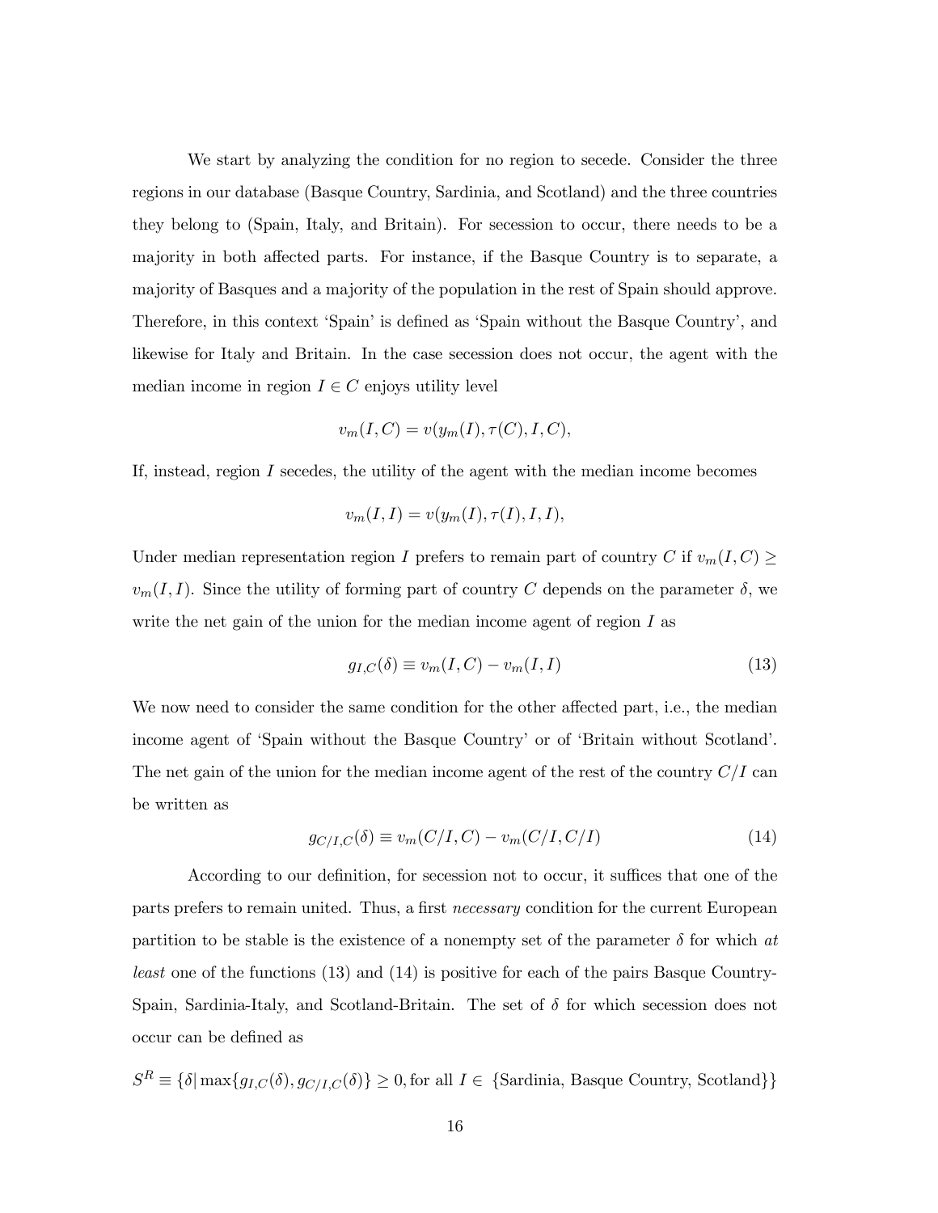We start by analyzing the condition for no region to secede. Consider the three regions in our database (Basque Country, Sardinia, and Scotland) and the three countries they belong to (Spain, Italy, and Britain). For secession to occur, there needs to be a majority in both affected parts. For instance, if the Basque Country is to separate, a majority of Basques and a majority of the population in the rest of Spain should approve. Therefore, in this context 'Spain' is defined as 'Spain without the Basque Country', and likewise for Italy and Britain. In the case secession does not occur, the agent with the median income in region $I \in C$ enjoys utility level

$$v_m(I, C) = v(y_m(I), \tau(C), I, C),$$

If, instead, region $I$ secedes, the utility of the agent with the median income becomes

$$v_m(I, I) = v(y_m(I), \tau(I), I, I),$$

Under median representation region $I$ prefers to remain part of country $C$ if $v_m(I, C) \geq v_m(I, I)$. Since the utility of forming part of country $C$ depends on the parameter $\delta$, we write the net gain of the union for the median income agent of region $I$ as

$$g_{I,C}(\delta) \equiv v_m(I, C) - v_m(I, I) \tag{13}$$

We now need to consider the same condition for the other affected part, i.e., the median income agent of 'Spain without the Basque Country' or of 'Britain without Scotland'. The net gain of the union for the median income agent of the rest of the country $C/I$ can be written as

$$g_{C/I,C}(\delta) \equiv v_m(C/I, C) - v_m(C/I, C/I) \tag{14}$$

According to our definition, for secession not to occur, it suffices that one of the parts prefers to remain united. Thus, a first *necessary* condition for the current European partition to be stable is the existence of a nonempty set of the parameter $\delta$ for which *at least* one of the functions (13) and (14) is positive for each of the pairs Basque Country-Spain, Sardinia-Italy, and Scotland-Britain. The set of $\delta$ for which secession does not occur can be defined as

$$S^R \equiv \{\delta | \max\{g_{I,C}(\delta), g_{C/I,C}(\delta)\} \geq 0, \text{for all } I \in \text{ \{Sardinia, Basque Country, Scotland\}}\}$$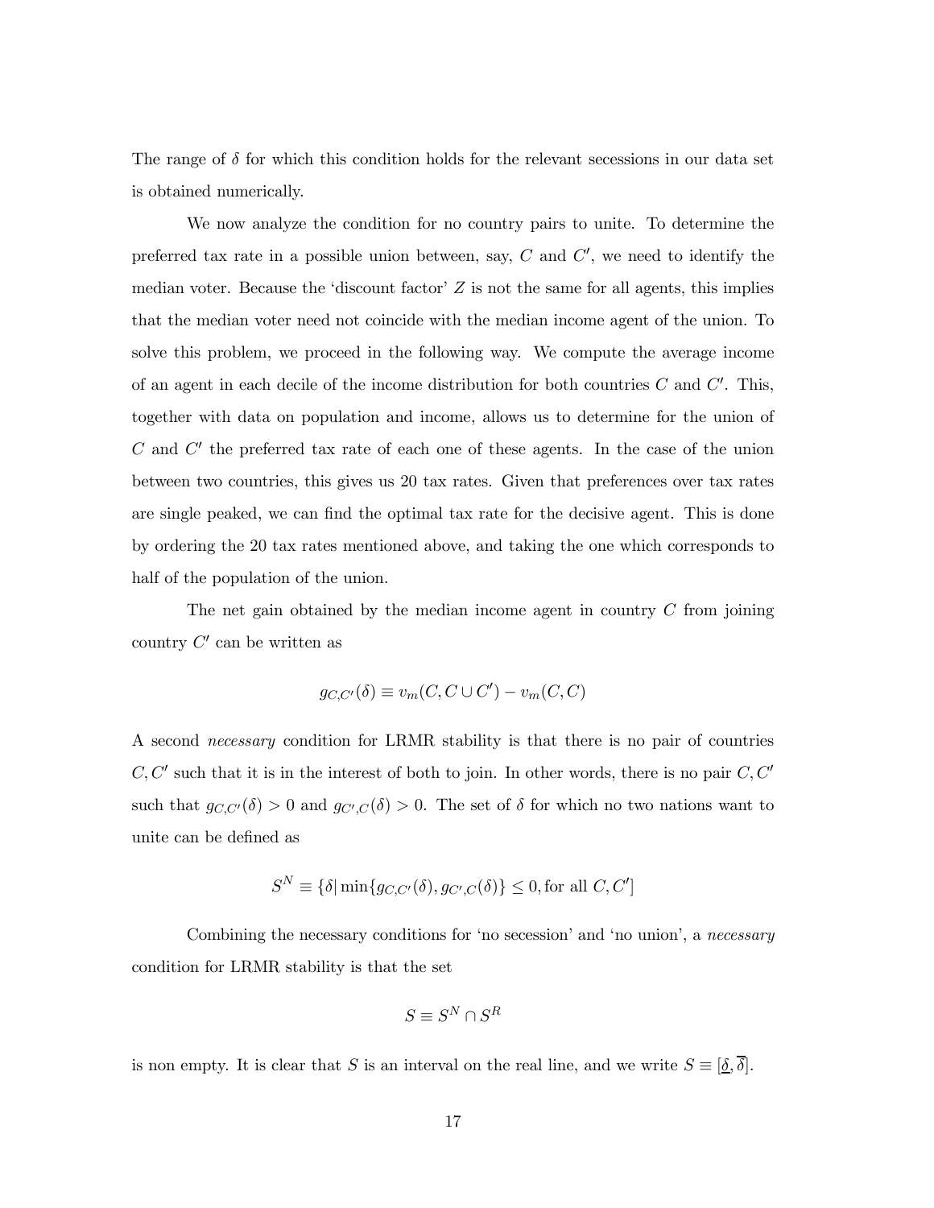The range of $\delta$ for which this condition holds for the relevant secessions in our data set is obtained numerically.

We now analyze the condition for no country pairs to unite. To determine the preferred tax rate in a possible union between, say, $C$ and $C'$, we need to identify the median voter. Because the 'discount factor' $Z$ is not the same for all agents, this implies that the median voter need not coincide with the median income agent of the union. To solve this problem, we proceed in the following way. We compute the average income of an agent in each decile of the income distribution for both countries $C$ and $C'$. This, together with data on population and income, allows us to determine for the union of $C$ and $C'$ the preferred tax rate of each one of these agents. In the case of the union between two countries, this gives us 20 tax rates. Given that preferences over tax rates are single peaked, we can find the optimal tax rate for the decisive agent. This is done by ordering the 20 tax rates mentioned above, and taking the one which corresponds to half of the population of the union.

The net gain obtained by the median income agent in country $C$ from joining country $C'$ can be written as

$$g_{C,C'}(\delta) \equiv v_m(C, C \cup C') - v_m(C, C)$$

A second *necessary* condition for LRMR stability is that there is no pair of countries $C, C'$ such that it is in the interest of both to join. In other words, there is no pair $C, C'$ such that $g_{C,C'}(\delta) > 0$ and $g_{C',C}(\delta) > 0$. The set of $\delta$ for which no two nations want to unite can be defined as

$$S^N \equiv \{\delta | \min\{g_{C,C'}(\delta), g_{C',C}(\delta)\} \leq 0, \text{for all } C, C']$$

Combining the necessary conditions for 'no secession' and 'no union', a *necessary* condition for LRMR stability is that the set

$$S \equiv S^N \cap S^R$$

is non empty. It is clear that $S$ is an interval on the real line, and we write $S \equiv [\underline{\delta}, \overline{\delta}]$.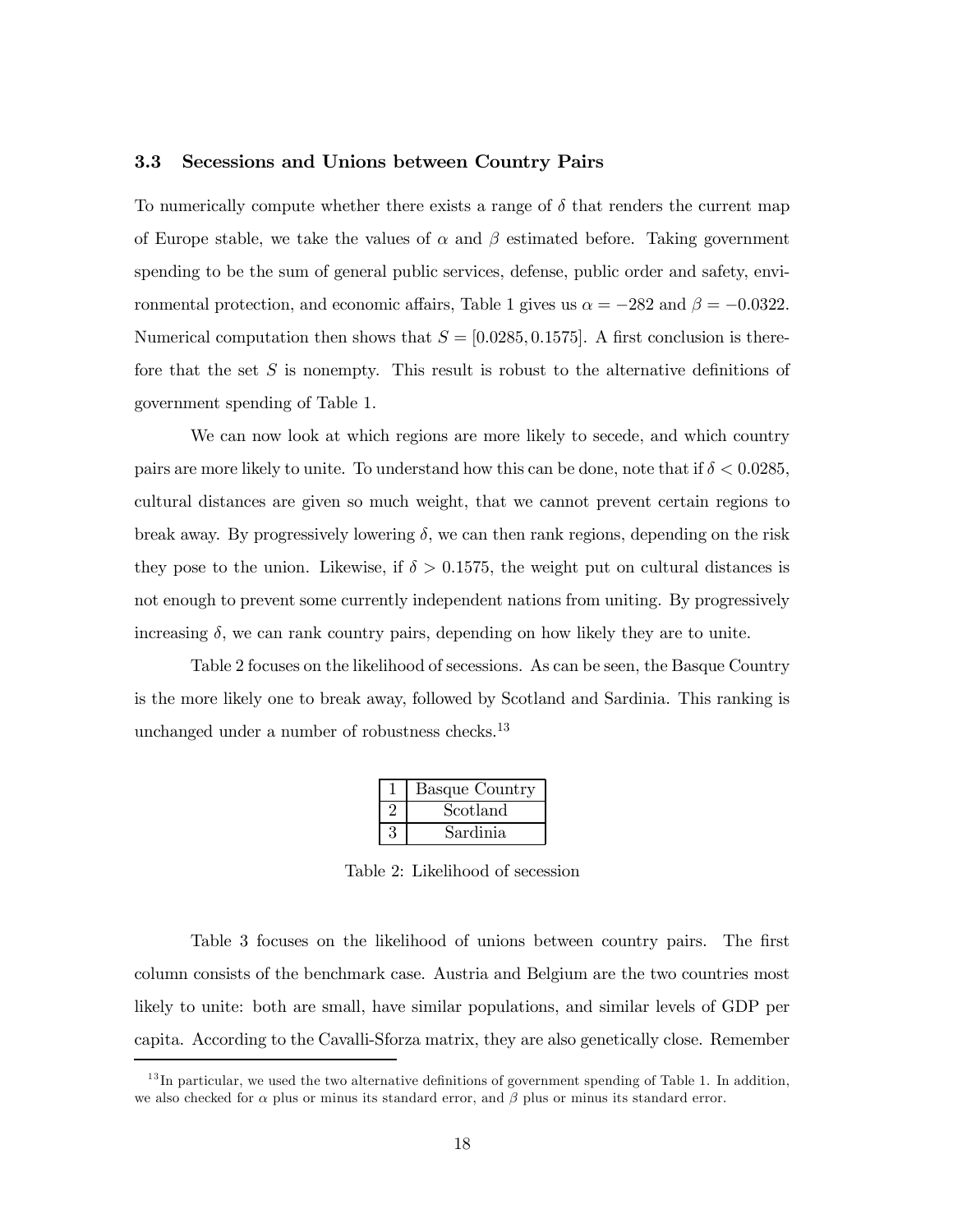### 3.3 Secessions and Unions between Country Pairs

To numerically compute whether there exists a range of $\delta$ that renders the current map of Europe stable, we take the values of $\alpha$ and $\beta$ estimated before. Taking government spending to be the sum of general public services, defense, public order and safety, environmental protection, and economic affairs, Table 1 gives us $\alpha = -282$ and $\beta = -0.0322$. Numerical computation then shows that $S = [0.0285, 0.1575]$. A first conclusion is therefore that the set $S$ is nonempty. This result is robust to the alternative definitions of government spending of Table 1.

We can now look at which regions are more likely to secede, and which country pairs are more likely to unite. To understand how this can be done, note that if $\delta < 0.0285$, cultural distances are given so much weight, that we cannot prevent certain regions to break away. By progressively lowering $\delta$, we can then rank regions, depending on the risk they pose to the union. Likewise, if $\delta > 0.1575$, the weight put on cultural distances is not enough to prevent some currently independent nations from uniting. By progressively increasing $\delta$, we can rank country pairs, depending on how likely they are to unite.

Table 2 focuses on the likelihood of secessions. As can be seen, the Basque Country is the more likely one to break away, followed by Scotland and Sardinia. This ranking is unchanged under a number of robustness checks.[13]

| | |
|---|---|
| 1 | Basque Country |
| 2 | Scotland |
| 3 | Sardinia |

Table 2: Likelihood of secession

Table 3 focuses on the likelihood of unions between country pairs. The first column consists of the benchmark case. Austria and Belgium are the two countries most likely to unite: both are small, have similar populations, and similar levels of GDP per capita. According to the Cavalli-Sforza matrix, they are also genetically close. Remember

[13] In particular, we used the two alternative definitions of government spending of Table 1. In addition, we also checked for $\alpha$ plus or minus its standard error, and $\beta$ plus or minus its standard error.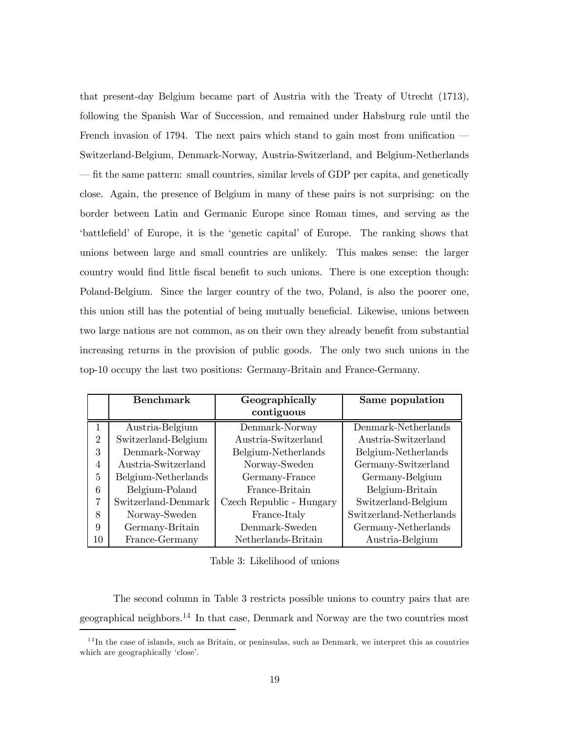that present-day Belgium became part of Austria with the Treaty of Utrecht (1713), following the Spanish War of Succession, and remained under Habsburg rule until the French invasion of 1794. The next pairs which stand to gain most from unification — Switzerland-Belgium, Denmark-Norway, Austria-Switzerland, and Belgium-Netherlands — fit the same pattern: small countries, similar levels of GDP per capita, and genetically close. Again, the presence of Belgium in many of these pairs is not surprising: on the border between Latin and Germanic Europe since Roman times, and serving as the 'battlefield' of Europe, it is the 'genetic capital' of Europe. The ranking shows that unions between large and small countries are unlikely. This makes sense: the larger country would find little fiscal benefit to such unions. There is one exception though: Poland-Belgium. Since the larger country of the two, Poland, is also the poorer one, this union still has the potential of being mutually beneficial. Likewise, unions between two large nations are not common, as on their own they already benefit from substantial increasing returns in the provision of public goods. The only two such unions in the top-10 occupy the last two positions: Germany-Britain and France-Germany.

| | **Benchmark** | **Geographically contiguous** | **Same population** |
|---|---|---|---|
| 1 | Austria-Belgium | Denmark-Norway | Denmark-Netherlands |
| 2 | Switzerland-Belgium | Austria-Switzerland | Austria-Switzerland |
| 3 | Denmark-Norway | Belgium-Netherlands | Belgium-Netherlands |
| 4 | Austria-Switzerland | Norway-Sweden | Germany-Switzerland |
| 5 | Belgium-Netherlands | Germany-France | Germany-Belgium |
| 6 | Belgium-Poland | France-Britain | Belgium-Britain |
| 7 | Switzerland-Denmark | Czech Republic - Hungary | Switzerland-Belgium |
| 8 | Norway-Sweden | France-Italy | Switzerland-Netherlands |
| 9 | Germany-Britain | Denmark-Sweden | Germany-Netherlands |
| 10 | France-Germany | Netherlands-Britain | Austria-Belgium |

Table 3: Likelihood of unions

The second column in Table 3 restricts possible unions to country pairs that are geographical neighbors.[14] In that case, Denmark and Norway are the two countries most

[14] In the case of islands, such as Britain, or peninsulas, such as Denmark, we interpret this as countries which are geographically 'close'.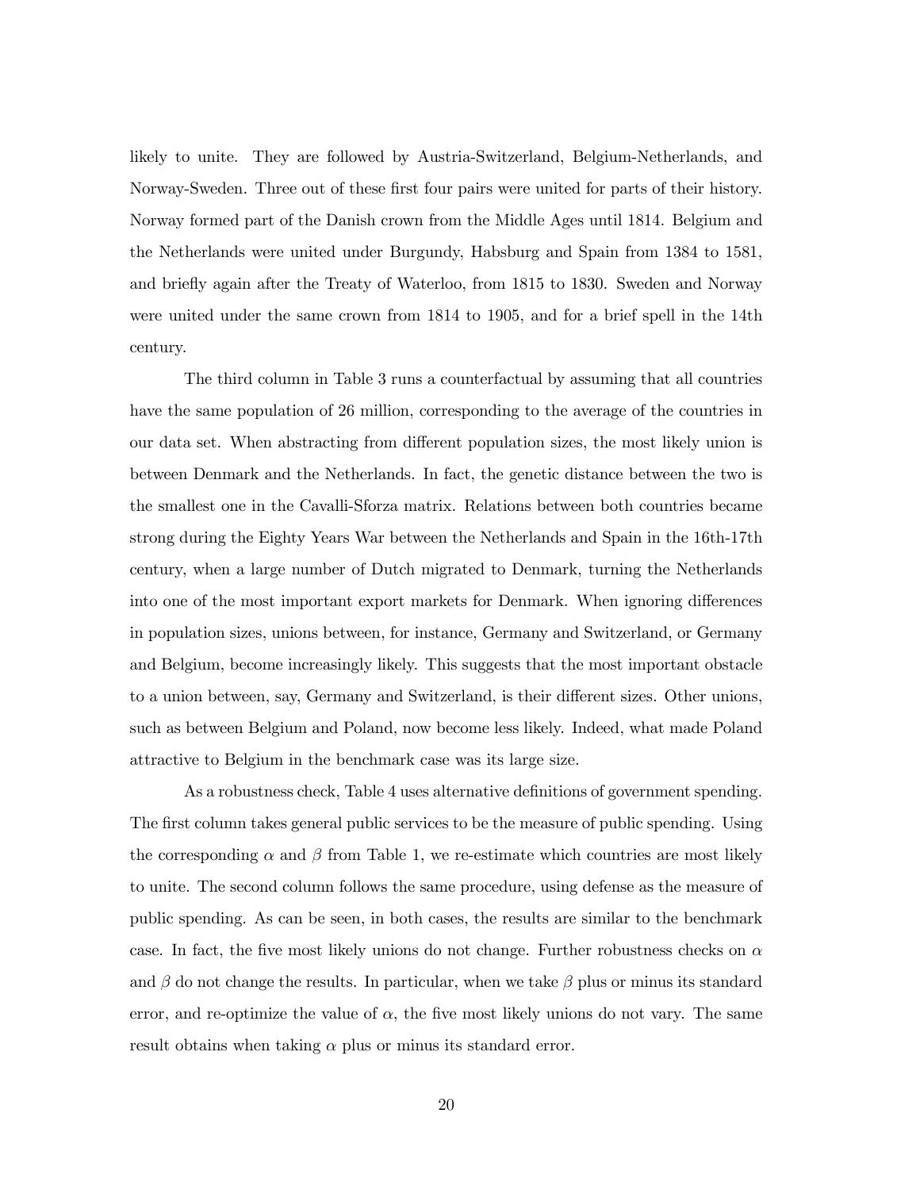likely to unite. They are followed by Austria-Switzerland, Belgium-Netherlands, and Norway-Sweden. Three out of these first four pairs were united for parts of their history. Norway formed part of the Danish crown from the Middle Ages until 1814. Belgium and the Netherlands were united under Burgundy, Habsburg and Spain from 1384 to 1581, and briefly again after the Treaty of Waterloo, from 1815 to 1830. Sweden and Norway were united under the same crown from 1814 to 1905, and for a brief spell in the 14th century.

The third column in Table 3 runs a counterfactual by assuming that all countries have the same population of 26 million, corresponding to the average of the countries in our data set. When abstracting from different population sizes, the most likely union is between Denmark and the Netherlands. In fact, the genetic distance between the two is the smallest one in the Cavalli-Sforza matrix. Relations between both countries became strong during the Eighty Years War between the Netherlands and Spain in the 16th-17th century, when a large number of Dutch migrated to Denmark, turning the Netherlands into one of the most important export markets for Denmark. When ignoring differences in population sizes, unions between, for instance, Germany and Switzerland, or Germany and Belgium, become increasingly likely. This suggests that the most important obstacle to a union between, say, Germany and Switzerland, is their different sizes. Other unions, such as between Belgium and Poland, now become less likely. Indeed, what made Poland attractive to Belgium in the benchmark case was its large size.

As a robustness check, Table 4 uses alternative definitions of government spending. The first column takes general public services to be the measure of public spending. Using the corresponding $\alpha$ and $\beta$ from Table 1, we re-estimate which countries are most likely to unite. The second column follows the same procedure, using defense as the measure of public spending. As can be seen, in both cases, the results are similar to the benchmark case. In fact, the five most likely unions do not change. Further robustness checks on $\alpha$ and $\beta$ do not change the results. In particular, when we take $\beta$ plus or minus its standard error, and re-optimize the value of $\alpha$, the five most likely unions do not vary. The same result obtains when taking $\alpha$ plus or minus its standard error.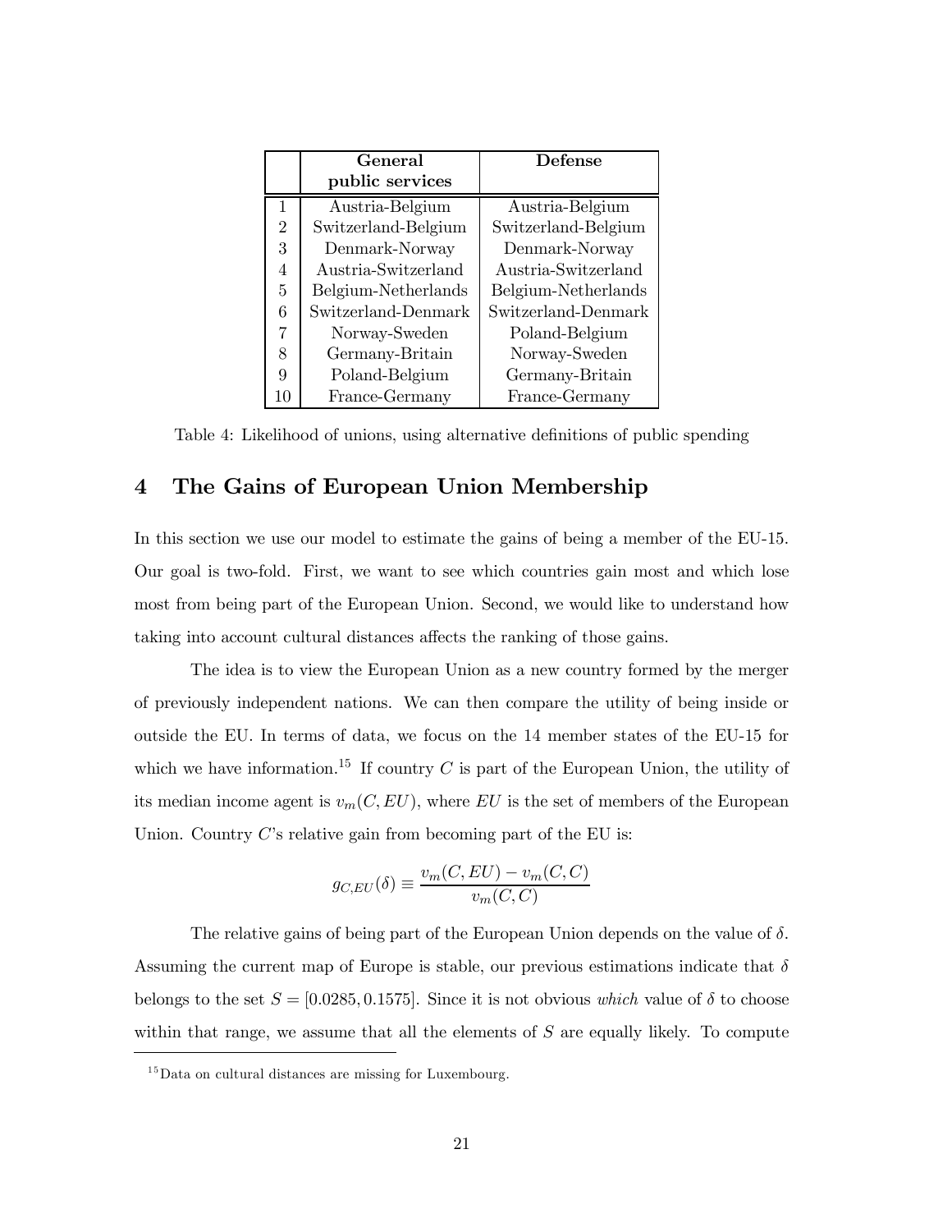|  | General public services | Defense |
|---|---|---|
| 1 | Austria-Belgium | Austria-Belgium |
| 2 | Switzerland-Belgium | Switzerland-Belgium |
| 3 | Denmark-Norway | Denmark-Norway |
| 4 | Austria-Switzerland | Austria-Switzerland |
| 5 | Belgium-Netherlands | Belgium-Netherlands |
| 6 | Switzerland-Denmark | Switzerland-Denmark |
| 7 | Norway-Sweden | Poland-Belgium |
| 8 | Germany-Britain | Norway-Sweden |
| 9 | Poland-Belgium | Germany-Britain |
| 10 | France-Germany | France-Germany |

Table 4: Likelihood of unions, using alternative definitions of public spending

## 4 The Gains of European Union Membership

In this section we use our model to estimate the gains of being a member of the EU-15. Our goal is two-fold. First, we want to see which countries gain most and which lose most from being part of the European Union. Second, we would like to understand how taking into account cultural distances affects the ranking of those gains.

The idea is to view the European Union as a new country formed by the merger of previously independent nations. We can then compare the utility of being inside or outside the EU. In terms of data, we focus on the 14 member states of the EU-15 for which we have information.[15] If country $C$ is part of the European Union, the utility of its median income agent is $v_m(C, EU)$, where $EU$ is the set of members of the European Union. Country $C$'s relative gain from becoming part of the EU is:

$$g_{C,EU}(\delta) \equiv \frac{v_m(C, EU) - v_m(C, C)}{v_m(C, C)}$$

The relative gains of being part of the European Union depends on the value of $\delta$. Assuming the current map of Europe is stable, our previous estimations indicate that $\delta$ belongs to the set $S = [0.0285, 0.1575]$. Since it is not obvious *which* value of $\delta$ to choose within that range, we assume that all the elements of $S$ are equally likely. To compute

[15] Data on cultural distances are missing for Luxembourg.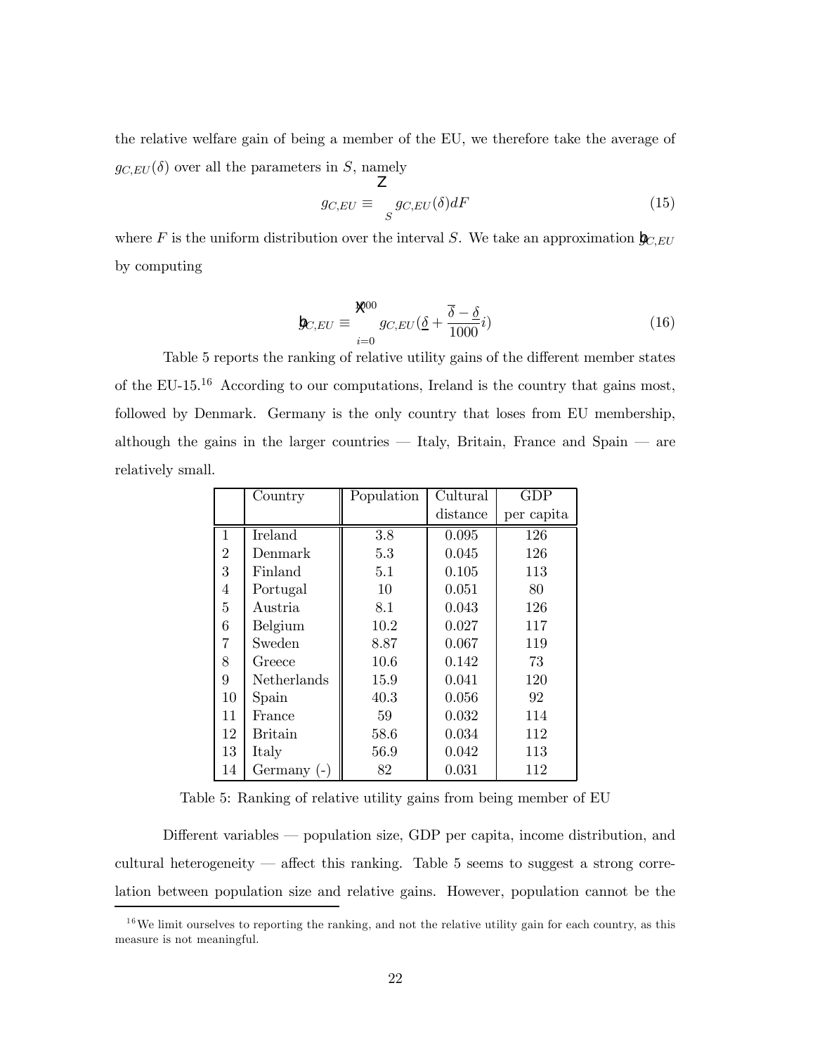the relative welfare gain of being a member of the EU, we therefore take the average of $g_{C,EU}(\delta)$ over all the parameters in $S$, namely

$$g_{C,EU} \equiv \int_S g_{C,EU}(\delta) dF \tag{15}$$

where $F$ is the uniform distribution over the interval $S$. We take an approximation $\hat{g}_{C,EU}$ by computing

$$\hat{g}_{C,EU} \equiv \sum_{i=0}^{1000} g_{C,EU}(\underline{\delta} + \frac{\overline{\delta} - \underline{\delta}}{1000} i) \tag{16}$$

Table 5 reports the ranking of relative utility gains of the different member states of the EU-15.[16] According to our computations, Ireland is the country that gains most, followed by Denmark. Germany is the only country that loses from EU membership, although the gains in the larger countries — Italy, Britain, France and Spain — are relatively small.

| | Country | Population | Cultural distance | GDP per capita |
|---|---|---|---|---|
| 1 | Ireland | 3.8 | 0.095 | 126 |
| 2 | Denmark | 5.3 | 0.045 | 126 |
| 3 | Finland | 5.1 | 0.105 | 113 |
| 4 | Portugal | 10 | 0.051 | 80 |
| 5 | Austria | 8.1 | 0.043 | 126 |
| 6 | Belgium | 10.2 | 0.027 | 117 |
| 7 | Sweden | 8.87 | 0.067 | 119 |
| 8 | Greece | 10.6 | 0.142 | 73 |
| 9 | Netherlands | 15.9 | 0.041 | 120 |
| 10 | Spain | 40.3 | 0.056 | 92 |
| 11 | France | 59 | 0.032 | 114 |
| 12 | Britain | 58.6 | 0.034 | 112 |
| 13 | Italy | 56.9 | 0.042 | 113 |
| 14 | Germany (-) | 82 | 0.031 | 112 |

Table 5: Ranking of relative utility gains from being member of EU

Different variables — population size, GDP per capita, income distribution, and cultural heterogeneity — affect this ranking. Table 5 seems to suggest a strong correlation between population size and relative gains. However, population cannot be the

[16] We limit ourselves to reporting the ranking, and not the relative utility gain for each country, as this measure is not meaningful.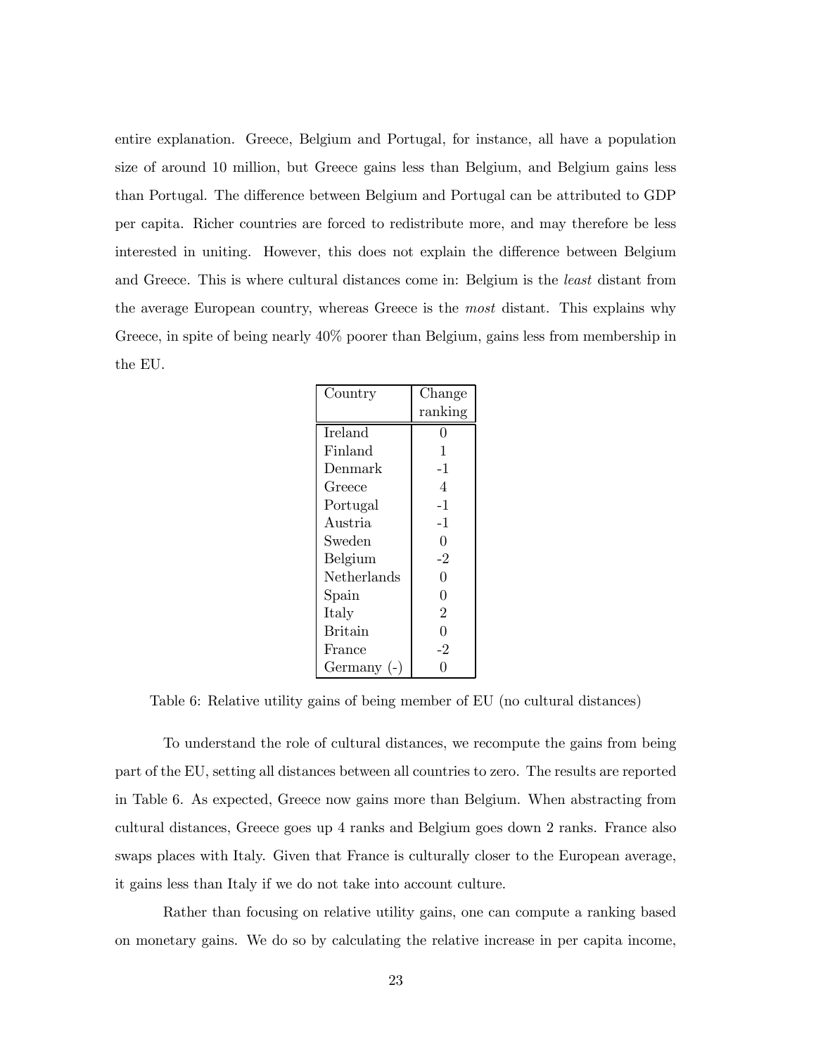entire explanation. Greece, Belgium and Portugal, for instance, all have a population size of around 10 million, but Greece gains less than Belgium, and Belgium gains less than Portugal. The difference between Belgium and Portugal can be attributed to GDP per capita. Richer countries are forced to redistribute more, and may therefore be less interested in uniting. However, this does not explain the difference between Belgium and Greece. This is where cultural distances come in: Belgium is the *least* distant from the average European country, whereas Greece is the *most* distant. This explains why Greece, in spite of being nearly 40% poorer than Belgium, gains less from membership in the EU.

| Country | Change ranking |
|---|---|
| Ireland | 0 |
| Finland | 1 |
| Denmark | -1 |
| Greece | 4 |
| Portugal | -1 |
| Austria | -1 |
| Sweden | 0 |
| Belgium | -2 |
| Netherlands | 0 |
| Spain | 0 |
| Italy | 2 |
| Britain | 0 |
| France | -2 |
| Germany (-) | 0 |

Table 6: Relative utility gains of being member of EU (no cultural distances)

To understand the role of cultural distances, we recompute the gains from being part of the EU, setting all distances between all countries to zero. The results are reported in Table 6. As expected, Greece now gains more than Belgium. When abstracting from cultural distances, Greece goes up 4 ranks and Belgium goes down 2 ranks. France also swaps places with Italy. Given that France is culturally closer to the European average, it gains less than Italy if we do not take into account culture.

Rather than focusing on relative utility gains, one can compute a ranking based on monetary gains. We do so by calculating the relative increase in per capita income,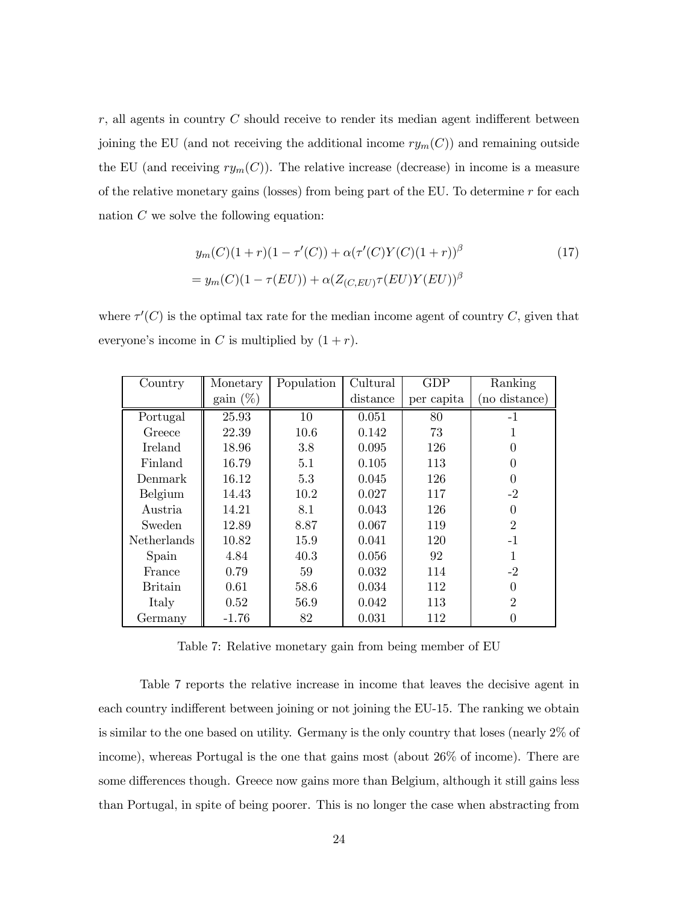$r$, all agents in country $C$ should receive to render its median agent indifferent between joining the EU (and not receiving the additional income $ry_m(C)$) and remaining outside the EU (and receiving $ry_m(C)$). The relative increase (decrease) in income is a measure of the relative monetary gains (losses) from being part of the EU. To determine $r$ for each nation $C$ we solve the following equation:

$$
\begin{aligned}
& y_m(C)(1+r)(1-\tau'(C)) + \alpha(\tau'(C)Y(C)(1+r))^{\beta} \\
&= y_m(C)(1-\tau(EU)) + \alpha(Z_{(C,EU)}\tau(EU)Y(EU))^{\beta}
\end{aligned}
\tag{17}
$$

where $\tau'(C)$ is the optimal tax rate for the median income agent of country $C$, given that everyone's income in $C$ is multiplied by $(1+r)$.

| Country | Monetary gain (%) | Population | Cultural distance | GDP per capita | Ranking (no distance) |
|---|---|---|---|---|---|
| Portugal | 25.93 | 10 | 0.051 | 80 | -1 |
| Greece | 22.39 | 10.6 | 0.142 | 73 | 1 |
| Ireland | 18.96 | 3.8 | 0.095 | 126 | 0 |
| Finland | 16.79 | 5.1 | 0.105 | 113 | 0 |
| Denmark | 16.12 | 5.3 | 0.045 | 126 | 0 |
| Belgium | 14.43 | 10.2 | 0.027 | 117 | -2 |
| Austria | 14.21 | 8.1 | 0.043 | 126 | 0 |
| Sweden | 12.89 | 8.87 | 0.067 | 119 | 2 |
| Netherlands | 10.82 | 15.9 | 0.041 | 120 | -1 |
| Spain | 4.84 | 40.3 | 0.056 | 92 | 1 |
| France | 0.79 | 59 | 0.032 | 114 | -2 |
| Britain | 0.61 | 58.6 | 0.034 | 112 | 0 |
| Italy | 0.52 | 56.9 | 0.042 | 113 | 2 |
| Germany | -1.76 | 82 | 0.031 | 112 | 0 |

Table 7: Relative monetary gain from being member of EU

Table 7 reports the relative increase in income that leaves the decisive agent in each country indifferent between joining or not joining the EU-15. The ranking we obtain is similar to the one based on utility. Germany is the only country that loses (nearly 2% of income), whereas Portugal is the one that gains most (about 26% of income). There are some differences though. Greece now gains more than Belgium, although it still gains less than Portugal, in spite of being poorer. This is no longer the case when abstracting from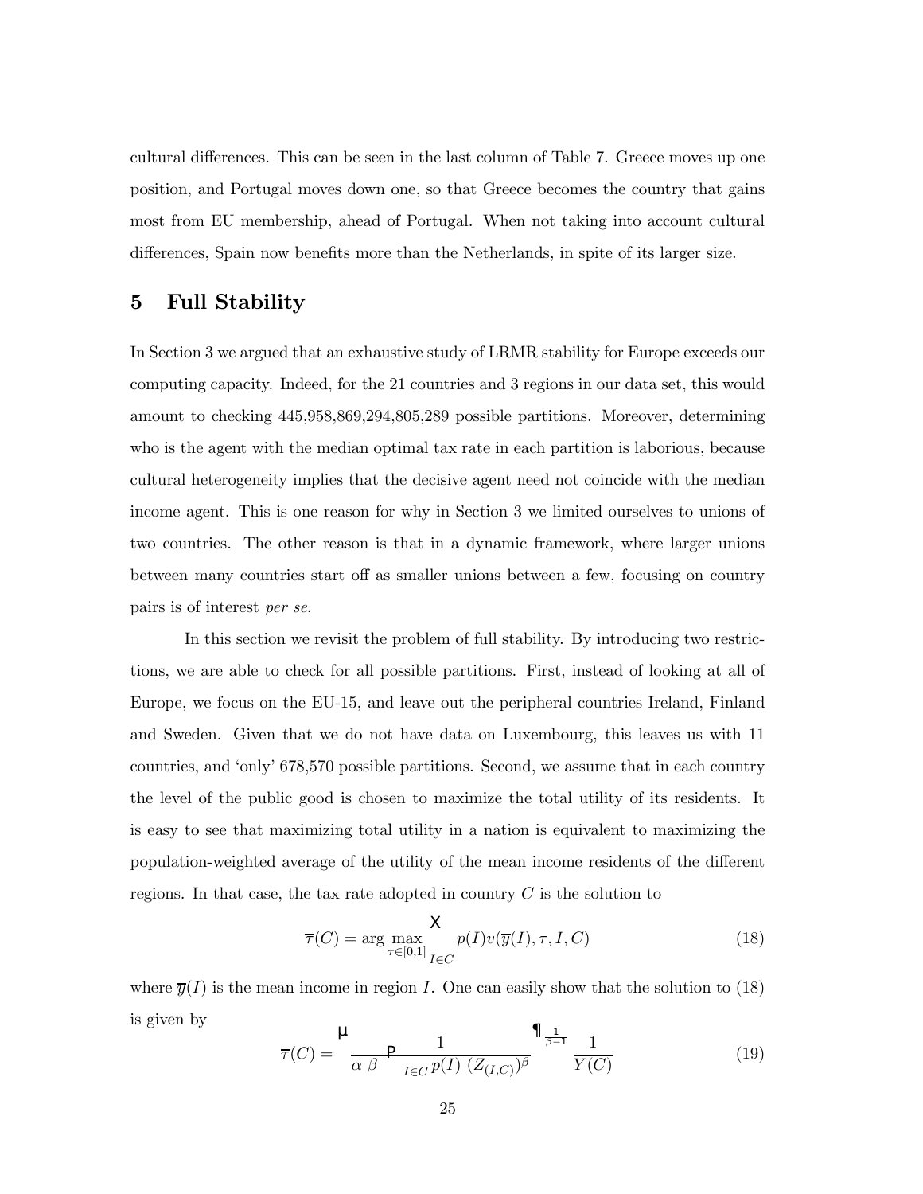cultural differences. This can be seen in the last column of Table 7. Greece moves up one position, and Portugal moves down one, so that Greece becomes the country that gains most from EU membership, ahead of Portugal. When not taking into account cultural differences, Spain now benefits more than the Netherlands, in spite of its larger size.

## 5 Full Stability

In Section 3 we argued that an exhaustive study of LRMR stability for Europe exceeds our computing capacity. Indeed, for the 21 countries and 3 regions in our data set, this would amount to checking 445,958,869,294,805,289 possible partitions. Moreover, determining who is the agent with the median optimal tax rate in each partition is laborious, because cultural heterogeneity implies that the decisive agent need not coincide with the median income agent. This is one reason for why in Section 3 we limited ourselves to unions of two countries. The other reason is that in a dynamic framework, where larger unions between many countries start off as smaller unions between a few, focusing on country pairs is of interest *per se*.

In this section we revisit the problem of full stability. By introducing two restrictions, we are able to check for all possible partitions. First, instead of looking at all of Europe, we focus on the EU-15, and leave out the peripheral countries Ireland, Finland and Sweden. Given that we do not have data on Luxembourg, this leaves us with 11 countries, and 'only' 678,570 possible partitions. Second, we assume that in each country the level of the public good is chosen to maximize the total utility of its residents. It is easy to see that maximizing total utility in a nation is equivalent to maximizing the population-weighted average of the utility of the mean income residents of the different regions. In that case, the tax rate adopted in country $C$ is the solution to

$$\overline{\tau}(C) = \arg\max_{\tau\in[0,1]} \sum_{I\in C} p(I)v(\overline{y}(I), \tau, I, C) \tag{18}$$

where $\overline{y}(I)$ is the mean income in region $I$. One can easily show that the solution to (18) is given by

$$\overline{\tau}(C) = \left( \frac{1}{\alpha\,\beta \sum_{I\in C} p(I)\ (Z_{(I,C)})^{\beta}} \right)^{\frac{1}{\beta-1}} \frac{1}{Y(C)} \tag{19}$$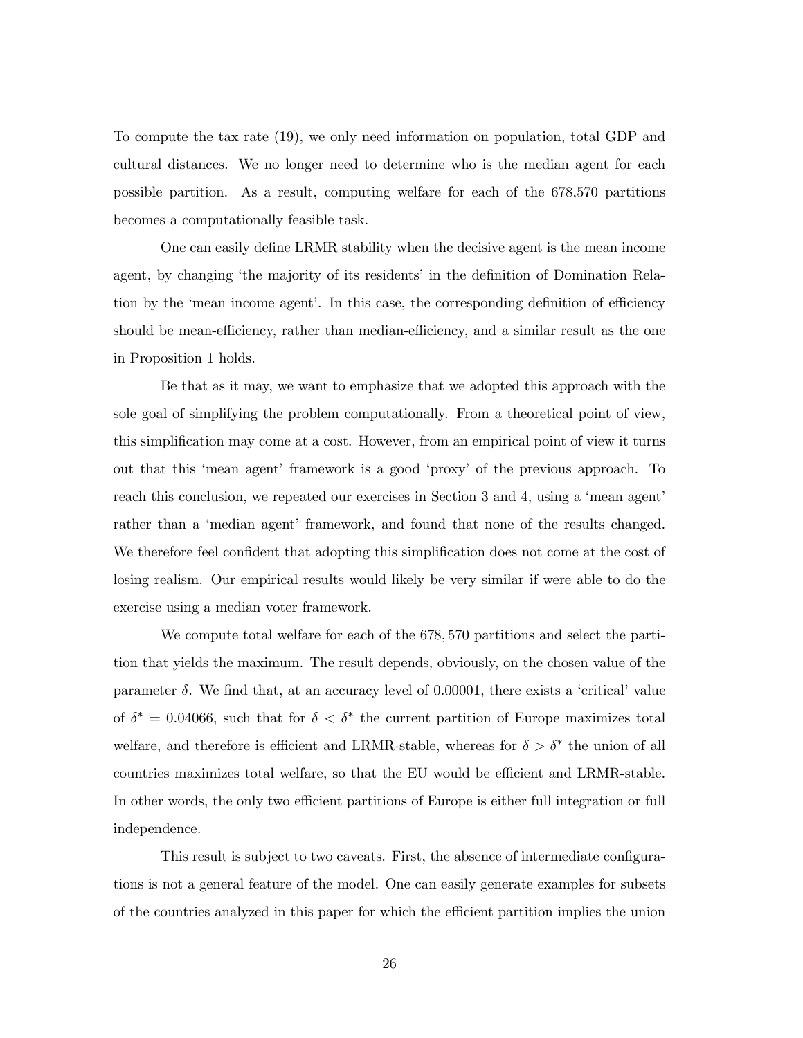To compute the tax rate (19), we only need information on population, total GDP and cultural distances. We no longer need to determine who is the median agent for each possible partition. As a result, computing welfare for each of the 678,570 partitions becomes a computationally feasible task.

One can easily define LRMR stability when the decisive agent is the mean income agent, by changing 'the majority of its residents' in the definition of Domination Relation by the 'mean income agent'. In this case, the corresponding definition of efficiency should be mean-efficiency, rather than median-efficiency, and a similar result as the one in Proposition 1 holds.

Be that as it may, we want to emphasize that we adopted this approach with the sole goal of simplifying the problem computationally. From a theoretical point of view, this simplification may come at a cost. However, from an empirical point of view it turns out that this 'mean agent' framework is a good 'proxy' of the previous approach. To reach this conclusion, we repeated our exercises in Section 3 and 4, using a 'mean agent' rather than a 'median agent' framework, and found that none of the results changed. We therefore feel confident that adopting this simplification does not come at the cost of losing realism. Our empirical results would likely be very similar if were able to do the exercise using a median voter framework.

We compute total welfare for each of the $678,570$ partitions and select the partition that yields the maximum. The result depends, obviously, on the chosen value of the parameter $\delta$. We find that, at an accuracy level of 0.00001, there exists a 'critical' value of $\delta^* = 0.04066$, such that for $\delta < \delta^*$ the current partition of Europe maximizes total welfare, and therefore is efficient and LRMR-stable, whereas for $\delta > \delta^*$ the union of all countries maximizes total welfare, so that the EU would be efficient and LRMR-stable. In other words, the only two efficient partitions of Europe is either full integration or full independence.

This result is subject to two caveats. First, the absence of intermediate configurations is not a general feature of the model. One can easily generate examples for subsets of the countries analyzed in this paper for which the efficient partition implies the union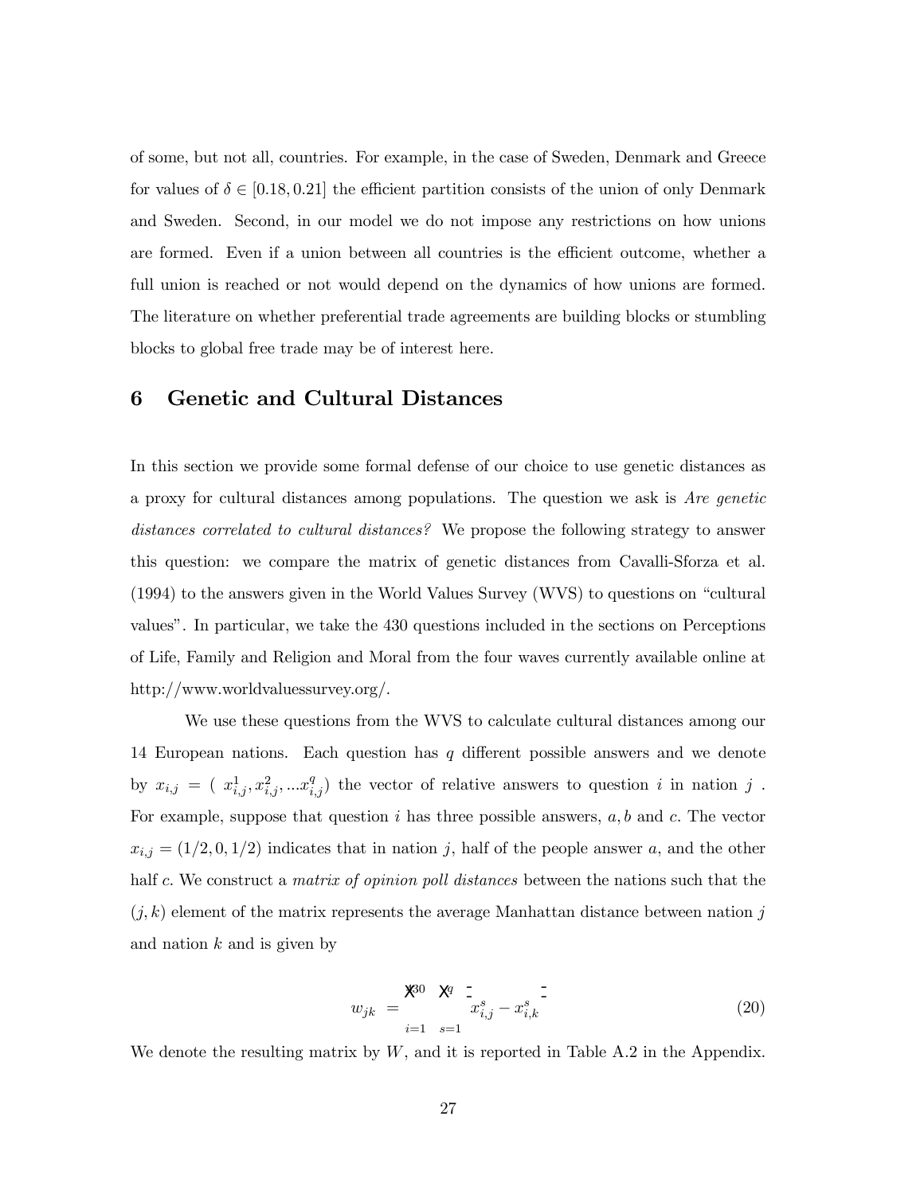of some, but not all, countries. For example, in the case of Sweden, Denmark and Greece for values of $\delta \in [0.18, 0.21]$ the efficient partition consists of the union of only Denmark and Sweden. Second, in our model we do not impose any restrictions on how unions are formed. Even if a union between all countries is the efficient outcome, whether a full union is reached or not would depend on the dynamics of how unions are formed. The literature on whether preferential trade agreements are building blocks or stumbling blocks to global free trade may be of interest here.

# 6 Genetic and Cultural Distances

In this section we provide some formal defense of our choice to use genetic distances as a proxy for cultural distances among populations. The question we ask is *Are genetic distances correlated to cultural distances?* We propose the following strategy to answer this question: we compare the matrix of genetic distances from Cavalli-Sforza et al. (1994) to the answers given in the World Values Survey (WVS) to questions on "cultural values". In particular, we take the 430 questions included in the sections on Perceptions of Life, Family and Religion and Moral from the four waves currently available online at http://www.worldvaluessurvey.org/.

We use these questions from the WVS to calculate cultural distances among our 14 European nations. Each question has $q$ different possible answers and we denote by $x_{i,j} = (x_{i,j}^1, x_{i,j}^2, ... x_{i,j}^q)$ the vector of relative answers to question $i$ in nation $j$. For example, suppose that question $i$ has three possible answers, $a, b$ and $c$. The vector $x_{i,j} = (1/2, 0, 1/2)$ indicates that in nation $j$, half of the people answer $a$, and the other half $c$. We construct a *matrix of opinion poll distances* between the nations such that the $(j, k)$ element of the matrix represents the average Manhattan distance between nation $j$ and nation $k$ and is given by

$$w_{jk} = \sum_{i=1}^{430} \sum_{s=1}^{q} \left| x_{i,j}^s - x_{i,k}^s \right| \tag{20}$$

We denote the resulting matrix by $W$, and it is reported in Table A.2 in the Appendix.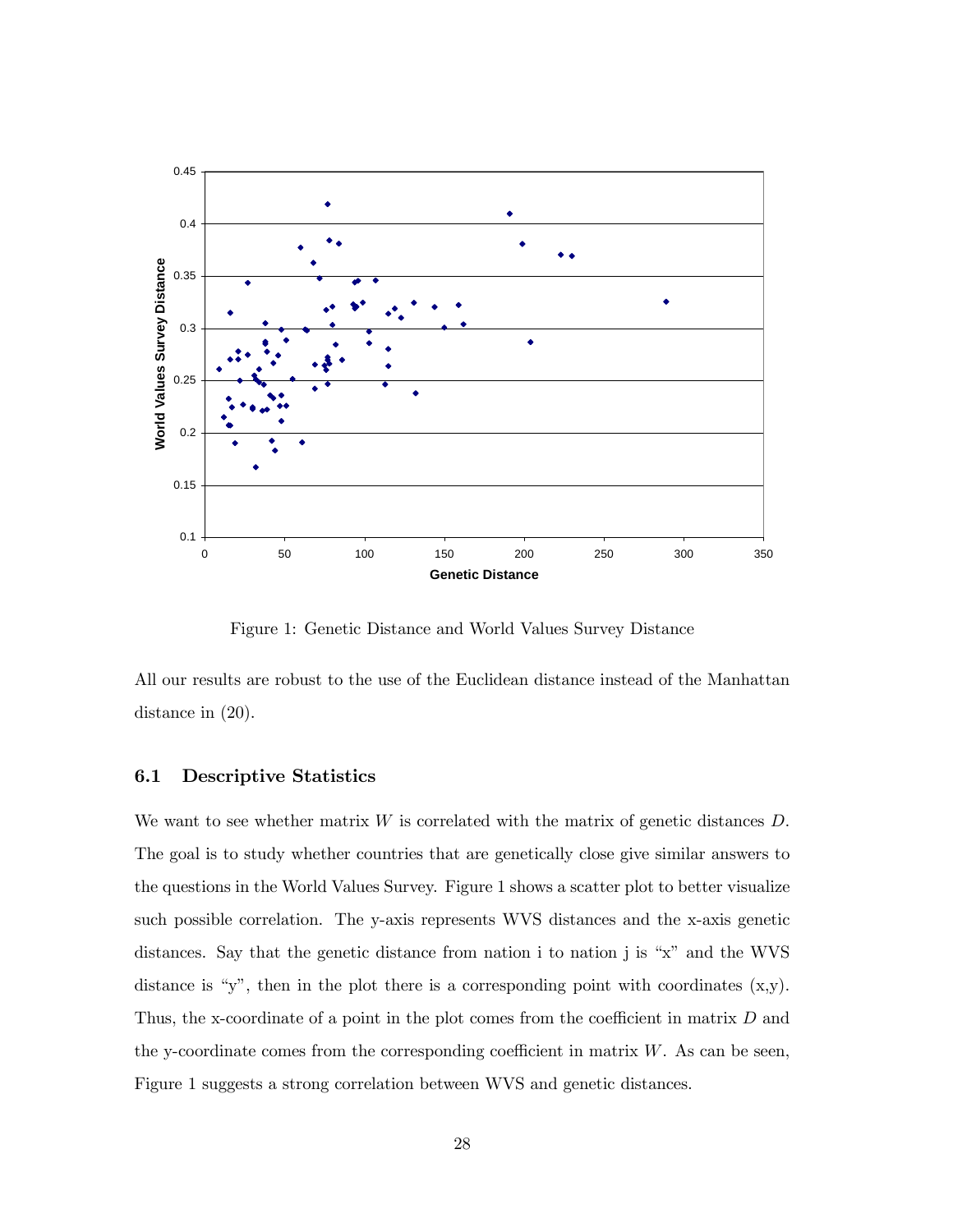Figure 1: Genetic Distance and World Values Survey Distance

All our results are robust to the use of the Euclidean distance instead of the Manhattan distance in (20).

### 6.1 Descriptive Statistics

We want to see whether matrix $W$ is correlated with the matrix of genetic distances $D$. The goal is to study whether countries that are genetically close give similar answers to the questions in the World Values Survey. Figure 1 shows a scatter plot to better visualize such possible correlation. The y-axis represents WVS distances and the x-axis genetic distances. Say that the genetic distance from nation i to nation j is "x" and the WVS distance is "y", then in the plot there is a corresponding point with coordinates (x,y). Thus, the x-coordinate of a point in the plot comes from the coefficient in matrix $D$ and the y-coordinate comes from the corresponding coefficient in matrix $W$. As can be seen, Figure 1 suggests a strong correlation between WVS and genetic distances.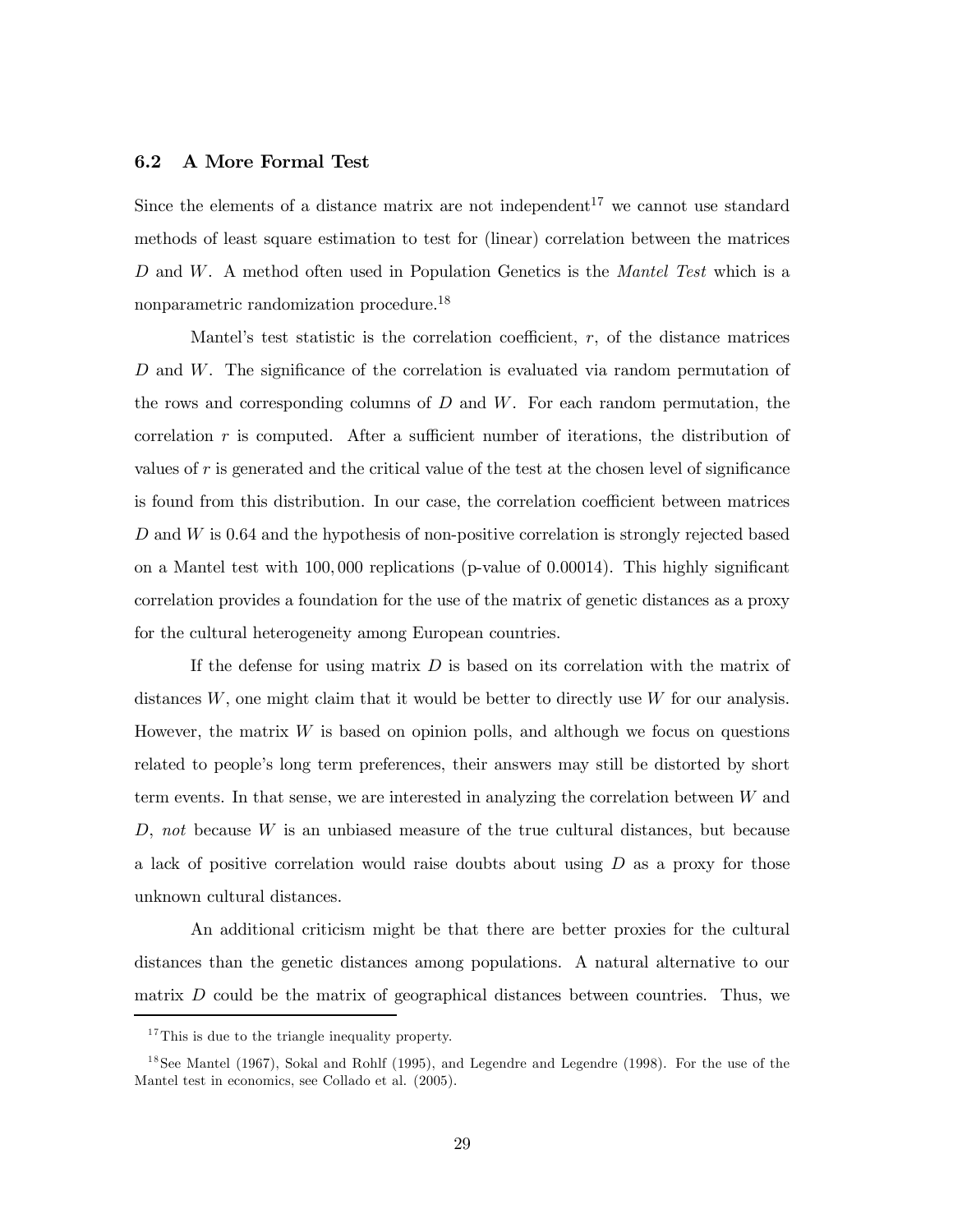### 6.2 A More Formal Test

Since the elements of a distance matrix are not independent[17] we cannot use standard methods of least square estimation to test for (linear) correlation between the matrices $D$ and $W$. A method often used in Population Genetics is the *Mantel Test* which is a nonparametric randomization procedure.[18]

Mantel's test statistic is the correlation coefficient, $r$, of the distance matrices $D$ and $W$. The significance of the correlation is evaluated via random permutation of the rows and corresponding columns of $D$ and $W$. For each random permutation, the correlation $r$ is computed. After a sufficient number of iterations, the distribution of values of $r$ is generated and the critical value of the test at the chosen level of significance is found from this distribution. In our case, the correlation coefficient between matrices $D$ and $W$ is 0.64 and the hypothesis of non-positive correlation is strongly rejected based on a Mantel test with $100,000$ replications (p-value of 0.00014). This highly significant correlation provides a foundation for the use of the matrix of genetic distances as a proxy for the cultural heterogeneity among European countries.

If the defense for using matrix $D$ is based on its correlation with the matrix of distances $W$, one might claim that it would be better to directly use $W$ for our analysis. However, the matrix $W$ is based on opinion polls, and although we focus on questions related to people's long term preferences, their answers may still be distorted by short term events. In that sense, we are interested in analyzing the correlation between $W$ and $D$, *not* because $W$ is an unbiased measure of the true cultural distances, but because a lack of positive correlation would raise doubts about using $D$ as a proxy for those unknown cultural distances.

An additional criticism might be that there are better proxies for the cultural distances than the genetic distances among populations. A natural alternative to our matrix $D$ could be the matrix of geographical distances between countries. Thus, we

---

[17] This is due to the triangle inequality property.

[18] See Mantel (1967), Sokal and Rohlf (1995), and Legendre and Legendre (1998). For the use of the Mantel test in economics, see Collado et al. (2005).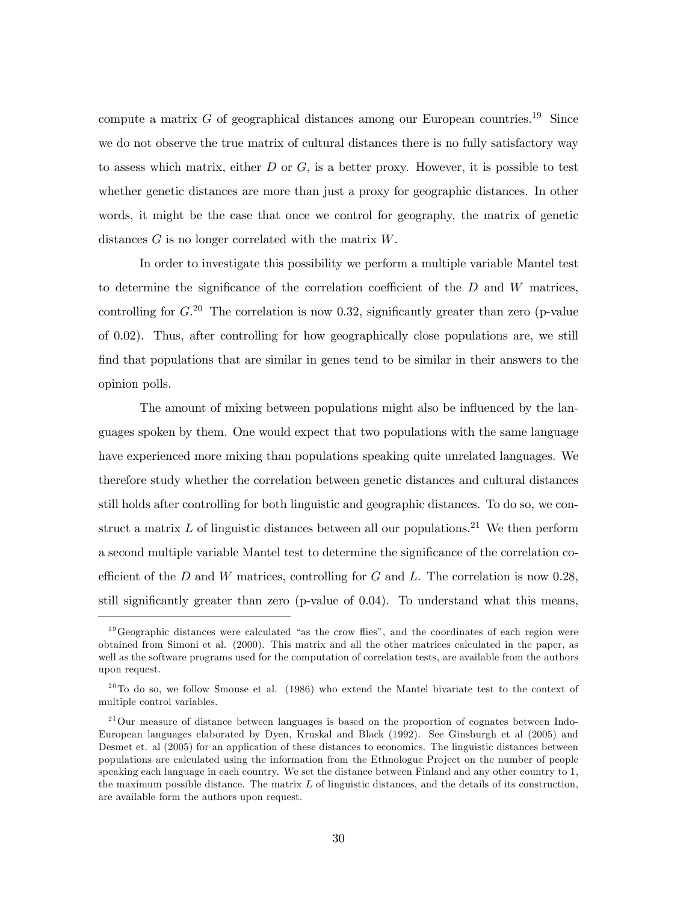compute a matrix $G$ of geographical distances among our European countries.[19] Since we do not observe the true matrix of cultural distances there is no fully satisfactory way to assess which matrix, either $D$ or $G$, is a better proxy. However, it is possible to test whether genetic distances are more than just a proxy for geographic distances. In other words, it might be the case that once we control for geography, the matrix of genetic distances $G$ is no longer correlated with the matrix $W$.

In order to investigate this possibility we perform a multiple variable Mantel test to determine the significance of the correlation coefficient of the $D$ and $W$ matrices, controlling for $G$.[20] The correlation is now 0.32, significantly greater than zero (p-value of 0.02). Thus, after controlling for how geographically close populations are, we still find that populations that are similar in genes tend to be similar in their answers to the opinion polls.

The amount of mixing between populations might also be influenced by the languages spoken by them. One would expect that two populations with the same language have experienced more mixing than populations speaking quite unrelated languages. We therefore study whether the correlation between genetic distances and cultural distances still holds after controlling for both linguistic and geographic distances. To do so, we construct a matrix $L$ of linguistic distances between all our populations.[21] We then perform a second multiple variable Mantel test to determine the significance of the correlation coefficient of the $D$ and $W$ matrices, controlling for $G$ and $L$. The correlation is now 0.28, still significantly greater than zero (p-value of 0.04). To understand what this means,

---

[19] Geographic distances were calculated "as the crow flies", and the coordinates of each region were obtained from Simoni et al. (2000). This matrix and all the other matrices calculated in the paper, as well as the software programs used for the computation of correlation tests, are available from the authors upon request.

[20] To do so, we follow Smouse et al. (1986) who extend the Mantel bivariate test to the context of multiple control variables.

[21] Our measure of distance between languages is based on the proportion of cognates between Indo-European languages elaborated by Dyen, Kruskal and Black (1992). See Ginsburgh et al (2005) and Desmet et. al (2005) for an application of these distances to economics. The linguistic distances between populations are calculated using the information from the Ethnologue Project on the number of people speaking each language in each country. We set the distance between Finland and any other country to 1, the maximum possible distance. The matrix $L$ of linguistic distances, and the details of its construction, are available form the authors upon request.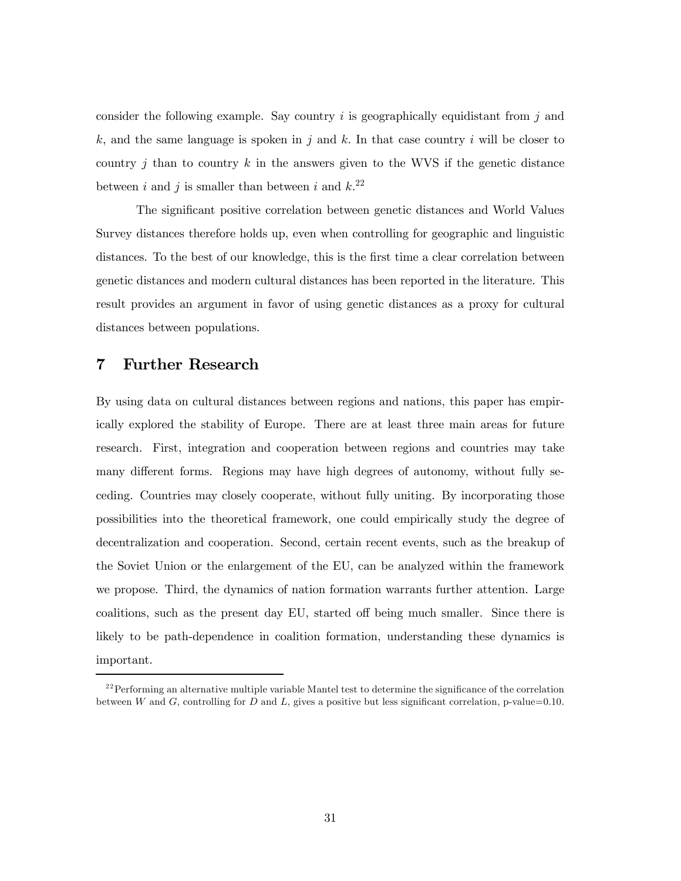consider the following example. Say country $i$ is geographically equidistant from $j$ and $k$, and the same language is spoken in $j$ and $k$. In that case country $i$ will be closer to country $j$ than to country $k$ in the answers given to the WVS if the genetic distance between $i$ and $j$ is smaller than between $i$ and $k$.[22]

The significant positive correlation between genetic distances and World Values Survey distances therefore holds up, even when controlling for geographic and linguistic distances. To the best of our knowledge, this is the first time a clear correlation between genetic distances and modern cultural distances has been reported in the literature. This result provides an argument in favor of using genetic distances as a proxy for cultural distances between populations.

## 7 Further Research

By using data on cultural distances between regions and nations, this paper has empirically explored the stability of Europe. There are at least three main areas for future research. First, integration and cooperation between regions and countries may take many different forms. Regions may have high degrees of autonomy, without fully seceding. Countries may closely cooperate, without fully uniting. By incorporating those possibilities into the theoretical framework, one could empirically study the degree of decentralization and cooperation. Second, certain recent events, such as the breakup of the Soviet Union or the enlargement of the EU, can be analyzed within the framework we propose. Third, the dynamics of nation formation warrants further attention. Large coalitions, such as the present day EU, started off being much smaller. Since there is likely to be path-dependence in coalition formation, understanding these dynamics is important.

[22] Performing an alternative multiple variable Mantel test to determine the significance of the correlation between $W$ and $G$, controlling for $D$ and $L$, gives a positive but less significant correlation, p-value=0.10.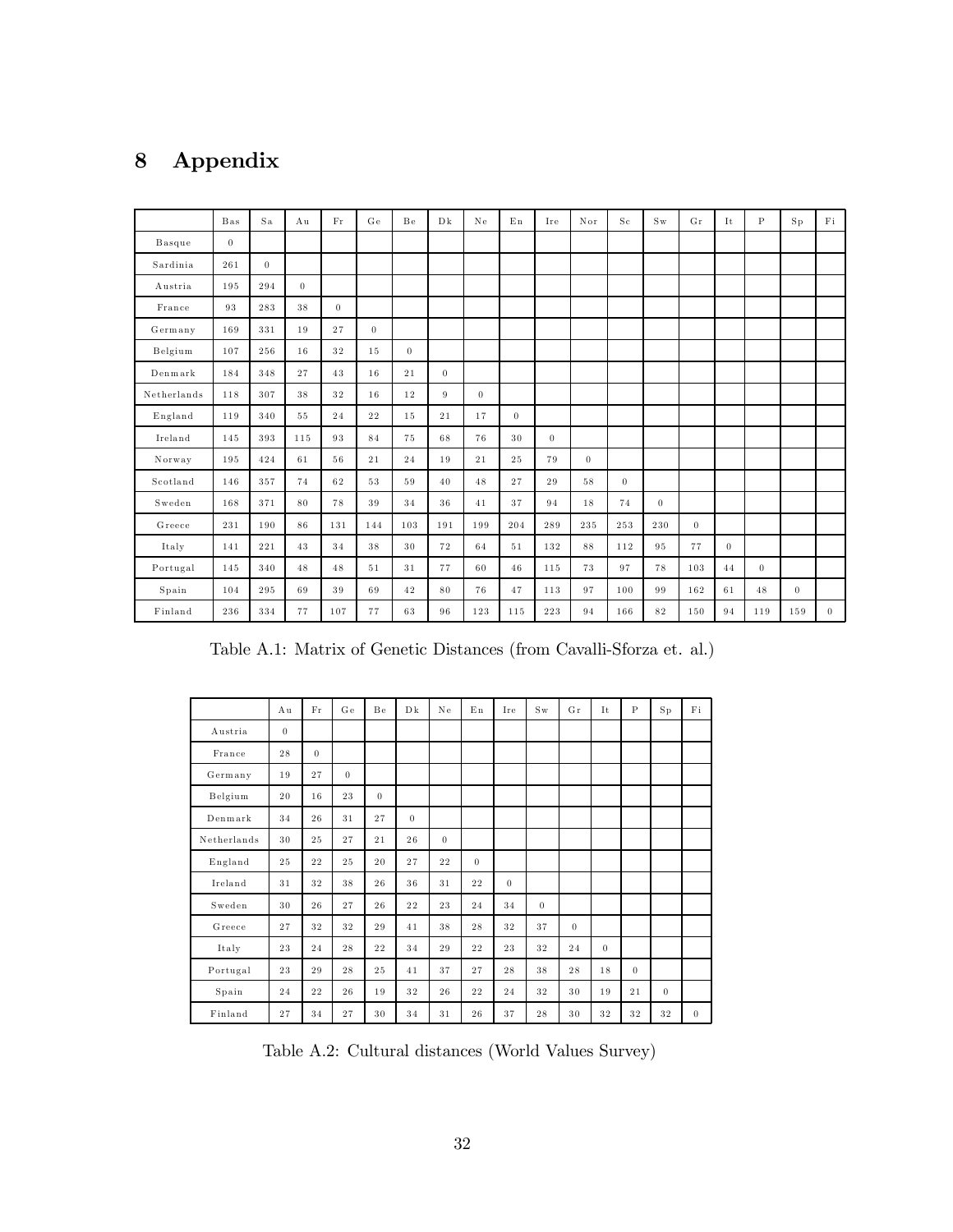# 8 Appendix

| | Bas | Sa | Au | Fr | Ge | Be | Dk | Ne | En | Ire | Nor | Sc | Sw | Gr | It | P | Sp | Fi |
|---|---|---|---|---|---|---|---|---|---|---|---|---|---|---|---|---|---|---|
| Basque | 0 | | | | | | | | | | | | | | | | | |
| Sardinia | 261 | 0 | | | | | | | | | | | | | | | | |
| Austria | 195 | 294 | 0 | | | | | | | | | | | | | | | |
| France | 93 | 283 | 38 | 0 | | | | | | | | | | | | | | |
| Germany | 169 | 331 | 19 | 27 | 0 | | | | | | | | | | | | | |
| Belgium | 107 | 256 | 16 | 32 | 15 | 0 | | | | | | | | | | | | |
| Denmark | 184 | 348 | 27 | 43 | 16 | 21 | 0 | | | | | | | | | | | |
| Netherlands | 118 | 307 | 38 | 32 | 16 | 12 | 9 | 0 | | | | | | | | | | |
| England | 119 | 340 | 55 | 24 | 22 | 15 | 21 | 17 | 0 | | | | | | | | | |
| Ireland | 145 | 393 | 115 | 93 | 84 | 75 | 68 | 76 | 30 | 0 | | | | | | | | |
| Norway | 195 | 424 | 61 | 56 | 21 | 24 | 19 | 21 | 25 | 79 | 0 | | | | | | | |
| Scotland | 146 | 357 | 74 | 62 | 53 | 59 | 40 | 48 | 27 | 29 | 58 | 0 | | | | | | |
| Sweden | 168 | 371 | 80 | 78 | 39 | 34 | 36 | 41 | 37 | 94 | 18 | 74 | 0 | | | | | |
| Greece | 231 | 190 | 86 | 131 | 144 | 103 | 191 | 199 | 204 | 289 | 235 | 253 | 230 | 0 | | | | |
| Italy | 141 | 221 | 43 | 34 | 38 | 30 | 72 | 64 | 51 | 132 | 88 | 112 | 95 | 77 | 0 | | | |
| Portugal | 145 | 340 | 48 | 48 | 51 | 31 | 77 | 60 | 46 | 115 | 73 | 97 | 78 | 103 | 44 | 0 | | |
| Spain | 104 | 295 | 69 | 39 | 69 | 42 | 80 | 76 | 47 | 113 | 97 | 100 | 99 | 162 | 61 | 48 | 0 | |
| Finland | 236 | 334 | 77 | 107 | 77 | 63 | 96 | 123 | 115 | 223 | 94 | 166 | 82 | 150 | 94 | 119 | 159 | 0 |

Table A.1: Matrix of Genetic Distances (from Cavalli-Sforza et. al.)

| | Au | Fr | Ge | Be | Dk | Ne | En | Ire | Sw | Gr | It | P | Sp | Fi |
|---|---|---|---|---|---|---|---|---|---|---|---|---|---|---|
| Austria | 0 | | | | | | | | | | | | | |
| France | 28 | 0 | | | | | | | | | | | | |
| Germany | 19 | 27 | 0 | | | | | | | | | | | |
| Belgium | 20 | 16 | 23 | 0 | | | | | | | | | | |
| Denmark | 34 | 26 | 31 | 27 | 0 | | | | | | | | | |
| Netherlands | 30 | 25 | 27 | 21 | 26 | 0 | | | | | | | | |
| England | 25 | 22 | 25 | 20 | 27 | 22 | 0 | | | | | | | |
| Ireland | 31 | 32 | 38 | 26 | 36 | 31 | 22 | 0 | | | | | | |
| Sweden | 30 | 26 | 27 | 26 | 22 | 23 | 24 | 34 | 0 | | | | | |
| Greece | 27 | 32 | 32 | 29 | 41 | 38 | 28 | 32 | 37 | 0 | | | | |
| Italy | 23 | 24 | 28 | 22 | 34 | 29 | 22 | 23 | 32 | 24 | 0 | | | |
| Portugal | 23 | 29 | 28 | 25 | 41 | 37 | 27 | 28 | 38 | 28 | 18 | 0 | | |
| Spain | 24 | 22 | 26 | 19 | 32 | 26 | 22 | 24 | 32 | 30 | 19 | 21 | 0 | |
| Finland | 27 | 34 | 27 | 30 | 34 | 31 | 26 | 37 | 28 | 30 | 32 | 32 | 32 | 0 |

Table A.2: Cultural distances (World Values Survey)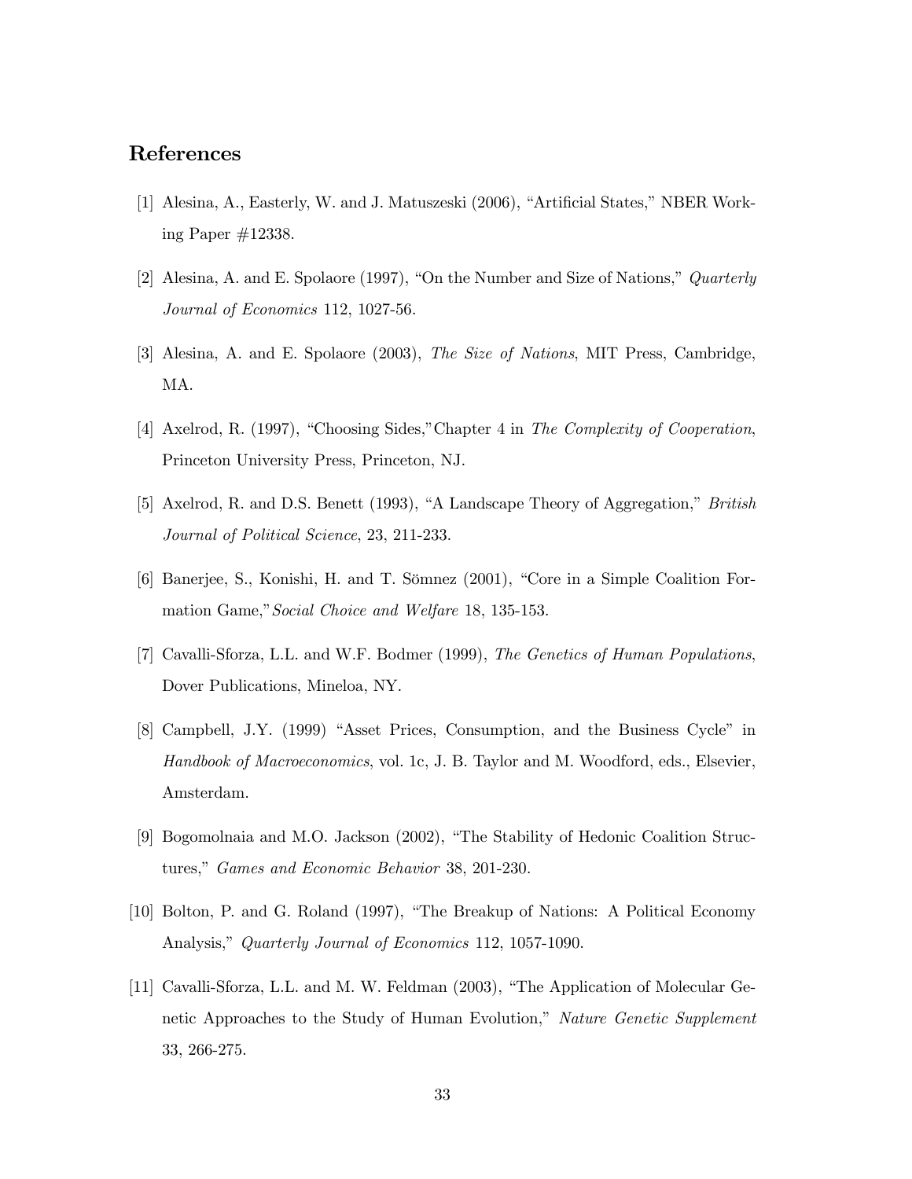## References

[1] Alesina, A., Easterly, W. and J. Matuszeski (2006), "Artificial States," NBER Working Paper #12338.

[2] Alesina, A. and E. Spolaore (1997), "On the Number and Size of Nations," *Quarterly Journal of Economics* 112, 1027-56.

[3] Alesina, A. and E. Spolaore (2003), *The Size of Nations*, MIT Press, Cambridge, MA.

[4] Axelrod, R. (1997), "Choosing Sides,"Chapter 4 in *The Complexity of Cooperation*, Princeton University Press, Princeton, NJ.

[5] Axelrod, R. and D.S. Benett (1993), "A Landscape Theory of Aggregation," *British Journal of Political Science*, 23, 211-233.

[6] Banerjee, S., Konishi, H. and T. Sömnez (2001), "Core in a Simple Coalition Formation Game,"*Social Choice and Welfare* 18, 135-153.

[7] Cavalli-Sforza, L.L. and W.F. Bodmer (1999), *The Genetics of Human Populations*, Dover Publications, Mineloa, NY.

[8] Campbell, J.Y. (1999) "Asset Prices, Consumption, and the Business Cycle" in *Handbook of Macroeconomics*, vol. 1c, J. B. Taylor and M. Woodford, eds., Elsevier, Amsterdam.

[9] Bogomolnaia and M.O. Jackson (2002), "The Stability of Hedonic Coalition Structures," *Games and Economic Behavior* 38, 201-230.

[10] Bolton, P. and G. Roland (1997), "The Breakup of Nations: A Political Economy Analysis," *Quarterly Journal of Economics* 112, 1057-1090.

[11] Cavalli-Sforza, L.L. and M. W. Feldman (2003), "The Application of Molecular Genetic Approaches to the Study of Human Evolution," *Nature Genetic Supplement* 33, 266-275.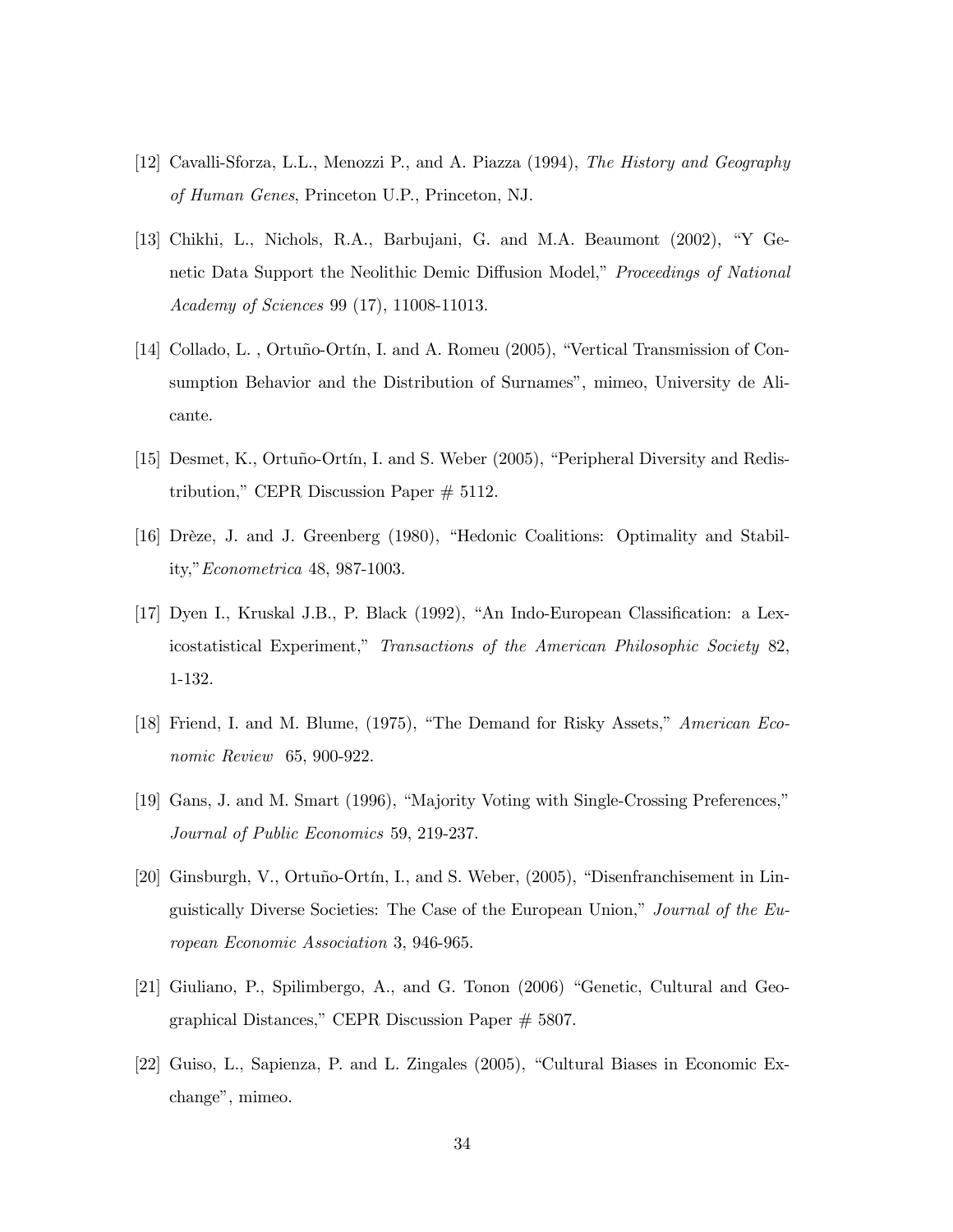[12] Cavalli-Sforza, L.L., Menozzi P., and A. Piazza (1994), *The History and Geography of Human Genes*, Princeton U.P., Princeton, NJ.

[13] Chikhi, L., Nichols, R.A., Barbujani, G. and M.A. Beaumont (2002), "Y Genetic Data Support the Neolithic Demic Diffusion Model," *Proceedings of National Academy of Sciences* 99 (17), 11008-11013.

[14] Collado, L. , Ortuño-Ortín, I. and A. Romeu (2005), "Vertical Transmission of Consumption Behavior and the Distribution of Surnames", mimeo, University de Alicante.

[15] Desmet, K., Ortuño-Ortín, I. and S. Weber (2005), "Peripheral Diversity and Redistribution," CEPR Discussion Paper # 5112.

[16] Drèze, J. and J. Greenberg (1980), "Hedonic Coalitions: Optimality and Stability,"*Econometrica* 48, 987-1003.

[17] Dyen I., Kruskal J.B., P. Black (1992), "An Indo-European Classification: a Lexicostatistical Experiment," *Transactions of the American Philosophic Society* 82, 1-132.

[18] Friend, I. and M. Blume, (1975), "The Demand for Risky Assets," *American Economic Review* 65, 900-922.

[19] Gans, J. and M. Smart (1996), "Majority Voting with Single-Crossing Preferences," *Journal of Public Economics* 59, 219-237.

[20] Ginsburgh, V., Ortuño-Ortín, I., and S. Weber, (2005), "Disenfranchisement in Linguistically Diverse Societies: The Case of the European Union," *Journal of the European Economic Association* 3, 946-965.

[21] Giuliano, P., Spilimbergo, A., and G. Tonon (2006) "Genetic, Cultural and Geographical Distances," CEPR Discussion Paper # 5807.

[22] Guiso, L., Sapienza, P. and L. Zingales (2005), "Cultural Biases in Economic Exchange", mimeo.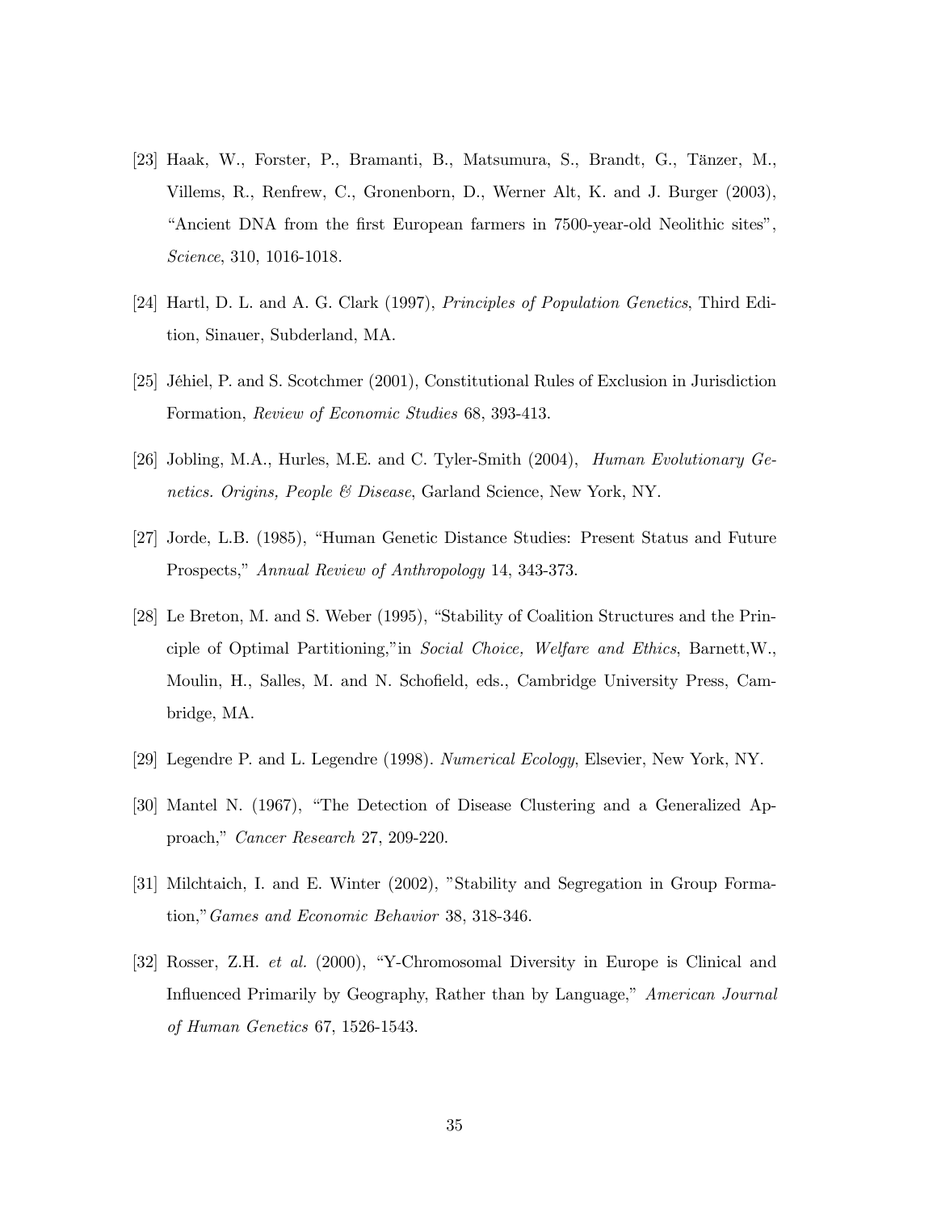[23] Haak, W., Forster, P., Bramanti, B., Matsumura, S., Brandt, G., Tänzer, M., Villems, R., Renfrew, C., Gronenborn, D., Werner Alt, K. and J. Burger (2003), "Ancient DNA from the first European farmers in 7500-year-old Neolithic sites", *Science*, 310, 1016-1018.

[24] Hartl, D. L. and A. G. Clark (1997), *Principles of Population Genetics*, Third Edition, Sinauer, Subderland, MA.

[25] Jéhiel, P. and S. Scotchmer (2001), Constitutional Rules of Exclusion in Jurisdiction Formation, *Review of Economic Studies* 68, 393-413.

[26] Jobling, M.A., Hurles, M.E. and C. Tyler-Smith (2004), *Human Evolutionary Genetics. Origins, People & Disease*, Garland Science, New York, NY.

[27] Jorde, L.B. (1985), "Human Genetic Distance Studies: Present Status and Future Prospects," *Annual Review of Anthropology* 14, 343-373.

[28] Le Breton, M. and S. Weber (1995), "Stability of Coalition Structures and the Principle of Optimal Partitioning,"in *Social Choice, Welfare and Ethics*, Barnett,W., Moulin, H., Salles, M. and N. Schofield, eds., Cambridge University Press, Cambridge, MA.

[29] Legendre P. and L. Legendre (1998). *Numerical Ecology*, Elsevier, New York, NY.

[30] Mantel N. (1967), "The Detection of Disease Clustering and a Generalized Approach," *Cancer Research* 27, 209-220.

[31] Milchtaich, I. and E. Winter (2002), "Stability and Segregation in Group Formation,"*Games and Economic Behavior* 38, 318-346.

[32] Rosser, Z.H. *et al.* (2000), "Y-Chromosomal Diversity in Europe is Clinical and Influenced Primarily by Geography, Rather than by Language," *American Journal of Human Genetics* 67, 1526-1543.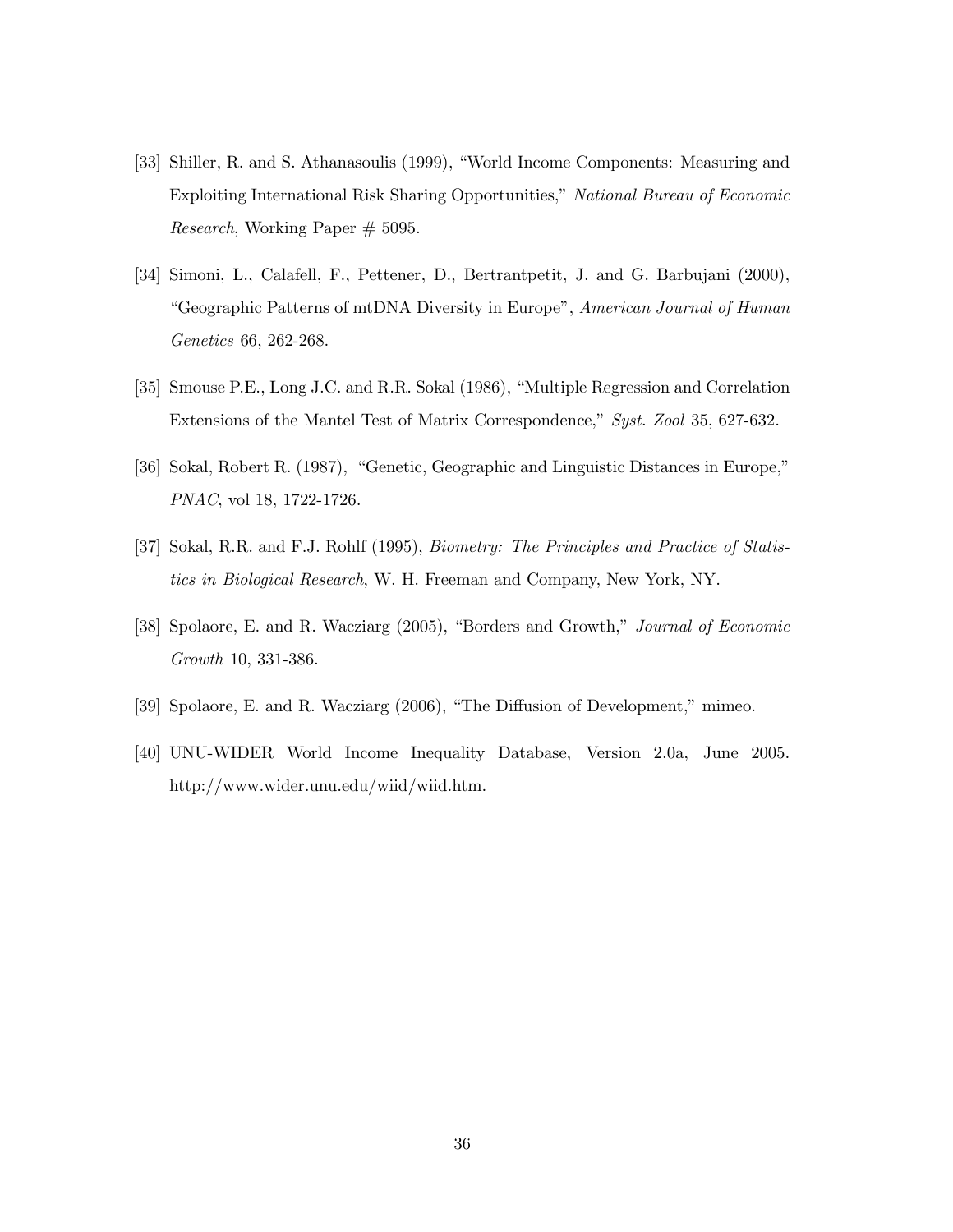[33] Shiller, R. and S. Athanasoulis (1999), "World Income Components: Measuring and Exploiting International Risk Sharing Opportunities," *National Bureau of Economic Research*, Working Paper # 5095.

[34] Simoni, L., Calafell, F., Pettener, D., Bertrantpetit, J. and G. Barbujani (2000), "Geographic Patterns of mtDNA Diversity in Europe", *American Journal of Human Genetics* 66, 262-268.

[35] Smouse P.E., Long J.C. and R.R. Sokal (1986), "Multiple Regression and Correlation Extensions of the Mantel Test of Matrix Correspondence," *Syst. Zool* 35, 627-632.

[36] Sokal, Robert R. (1987), "Genetic, Geographic and Linguistic Distances in Europe," *PNAC*, vol 18, 1722-1726.

[37] Sokal, R.R. and F.J. Rohlf (1995), *Biometry: The Principles and Practice of Statistics in Biological Research*, W. H. Freeman and Company, New York, NY.

[38] Spolaore, E. and R. Wacziarg (2005), "Borders and Growth," *Journal of Economic Growth* 10, 331-386.

[39] Spolaore, E. and R. Wacziarg (2006), "The Diffusion of Development," mimeo.

[40] UNU-WIDER World Income Inequality Database, Version 2.0a, June 2005. http://www.wider.unu.edu/wiid/wiid.htm.